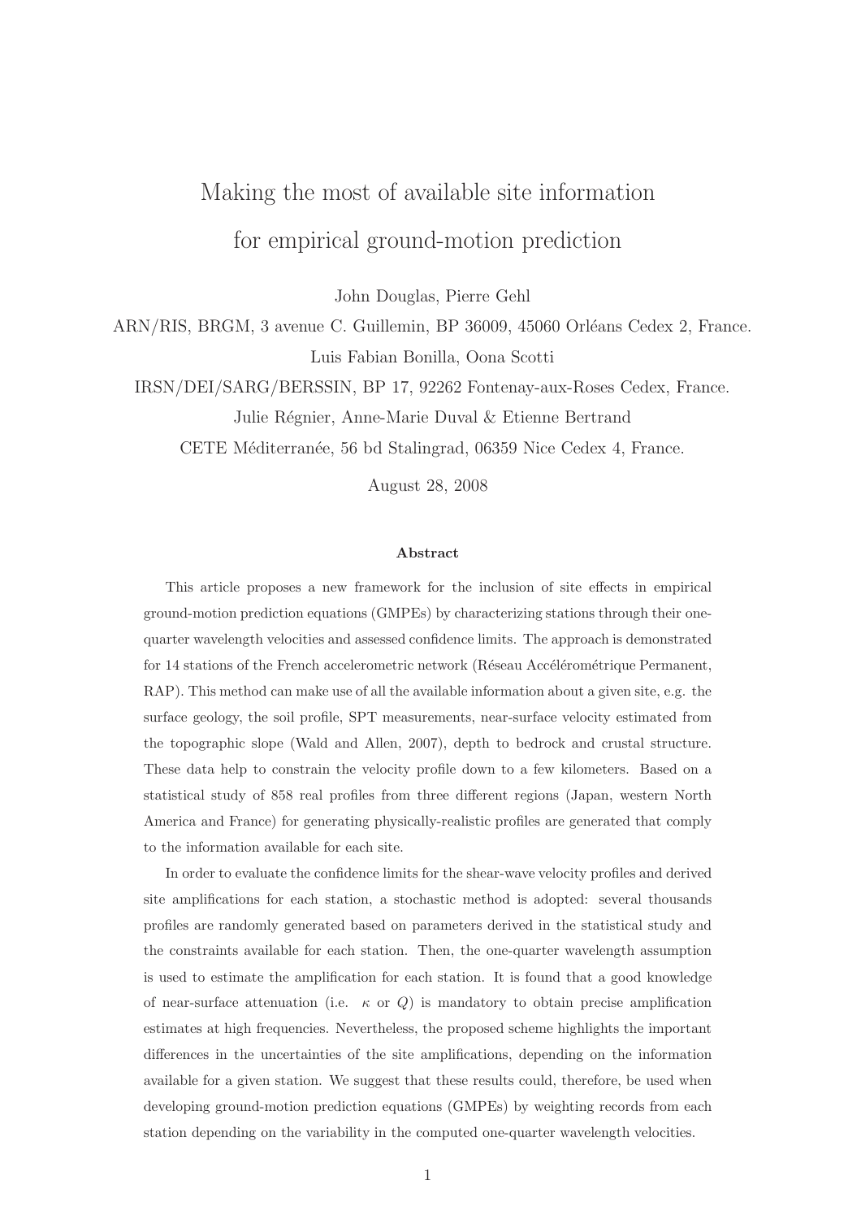# Making the most of available site information for empirical ground-motion prediction

John Douglas, Pierre Gehl

ARN/RIS, BRGM, 3 avenue C. Guillemin, BP 36009, 45060 Orléans Cedex 2, France.

Luis Fabian Bonilla, Oona Scotti

IRSN/DEI/SARG/BERSSIN, BP 17, 92262 Fontenay-aux-Roses Cedex, France.

Julie Régnier, Anne-Marie Duval & Etienne Bertrand

CETE Méditerranée, 56 bd Stalingrad, 06359 Nice Cedex 4, France.

August 28, 2008

### Abstract

This article proposes a new framework for the inclusion of site effects in empirical ground-motion prediction equations (GMPEs) by characterizing stations through their one-quarter wavelength velocities and assessed confidence limits. The approach is demonstrated for 14 stations of the French accelerometric network (Réseau Accélérométrique Permanent, RAP). This method can make use of all the available information about a given site, e.g. the surface geology, the soil profile, SPT measurements, near-surface velocity estimated from the topographic slope (Wald and Allen, 2007), depth to bedrock and crustal structure. These data help to constrain the velocity profile down to a few kilometers. Based on a statistical study of 858 real profiles from three different regions (Japan, western North America and France) for generating physically-realistic profiles are generated that comply to the information available for each site.

In order to evaluate the confidence limits for the shear-wave velocity profiles and derived site amplifications for each station, a stochastic method is adopted: several thousands profiles are randomly generated based on parameters derived in the statistical study and the constraints available for each station. Then, the one-quarter wavelength assumption is used to estimate the amplification for each station. It is found that a good knowledge of near-surface attenuation (i.e. $\kappa$ or $Q$) is mandatory to obtain precise amplification estimates at high frequencies. Nevertheless, the proposed scheme highlights the important differences in the uncertainties of the site amplifications, depending on the information available for a given station. We suggest that these results could, therefore, be used when developing ground-motion prediction equations (GMPEs) by weighting records from each station depending on the variability in the computed one-quarter wavelength velocities.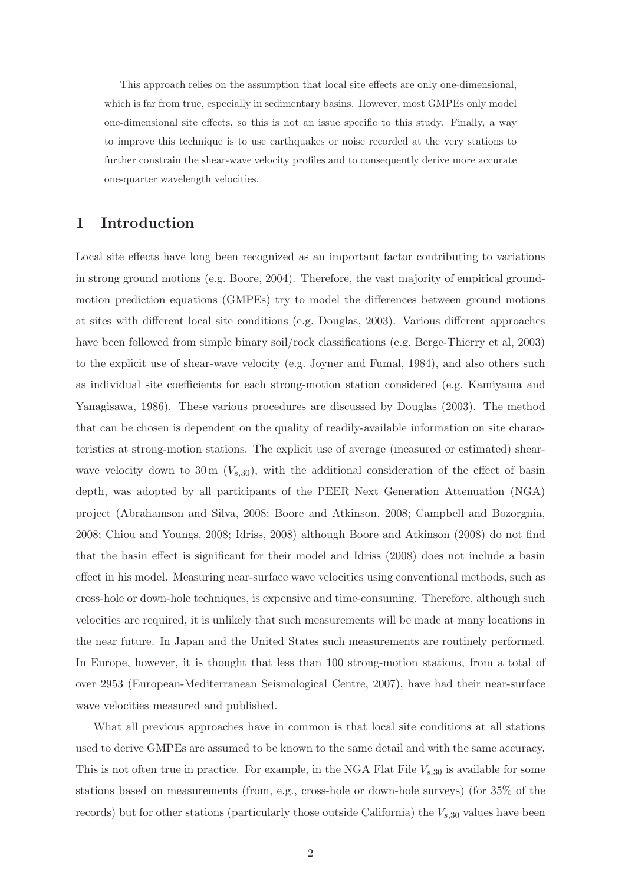This approach relies on the assumption that local site effects are only one-dimensional, which is far from true, especially in sedimentary basins. However, most GMPEs only model one-dimensional site effects, so this is not an issue specific to this study. Finally, a way to improve this technique is to use earthquakes or noise recorded at the very stations to further constrain the shear-wave velocity profiles and to consequently derive more accurate one-quarter wavelength velocities.

## 1 Introduction

Local site effects have long been recognized as an important factor contributing to variations in strong ground motions (e.g. Boore, 2004). Therefore, the vast majority of empirical ground-motion prediction equations (GMPEs) try to model the differences between ground motions at sites with different local site conditions (e.g. Douglas, 2003). Various different approaches have been followed from simple binary soil/rock classifications (e.g. Berge-Thierry et al, 2003) to the explicit use of shear-wave velocity (e.g. Joyner and Fumal, 1984), and also others such as individual site coefficients for each strong-motion station considered (e.g. Kamiyama and Yanagisawa, 1986). These various procedures are discussed by Douglas (2003). The method that can be chosen is dependent on the quality of readily-available information on site characteristics at strong-motion stations. The explicit use of average (measured or estimated) shear-wave velocity down to 30 m ($V_{s,30}$), with the additional consideration of the effect of basin depth, was adopted by all participants of the PEER Next Generation Attenuation (NGA) project (Abrahamson and Silva, 2008; Boore and Atkinson, 2008; Campbell and Bozorgnia, 2008; Chiou and Youngs, 2008; Idriss, 2008) although Boore and Atkinson (2008) do not find that the basin effect is significant for their model and Idriss (2008) does not include a basin effect in his model. Measuring near-surface wave velocities using conventional methods, such as cross-hole or down-hole techniques, is expensive and time-consuming. Therefore, although such velocities are required, it is unlikely that such measurements will be made at many locations in the near future. In Japan and the United States such measurements are routinely performed. In Europe, however, it is thought that less than 100 strong-motion stations, from a total of over 2953 (European-Mediterranean Seismological Centre, 2007), have had their near-surface wave velocities measured and published.

What all previous approaches have in common is that local site conditions at all stations used to derive GMPEs are assumed to be known to the same detail and with the same accuracy. This is not often true in practice. For example, in the NGA Flat File $V_{s,30}$ is available for some stations based on measurements (from, e.g., cross-hole or down-hole surveys) (for 35% of the records) but for other stations (particularly those outside California) the $V_{s,30}$ values have been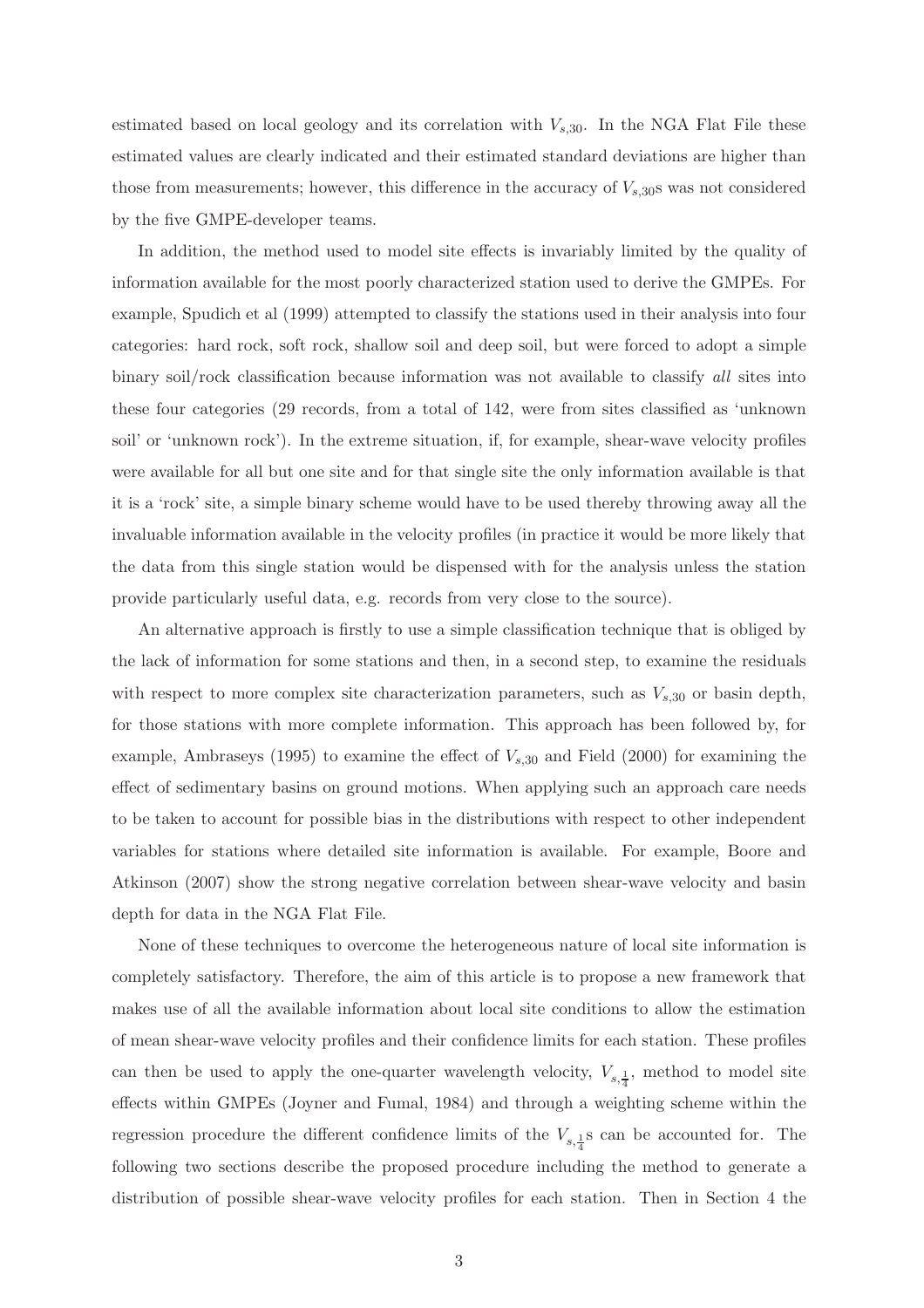estimated based on local geology and its correlation with $V_{s,30}$. In the NGA Flat File these estimated values are clearly indicated and their estimated standard deviations are higher than those from measurements; however, this difference in the accuracy of $V_{s,30}$s was not considered by the five GMPE-developer teams.

In addition, the method used to model site effects is invariably limited by the quality of information available for the most poorly characterized station used to derive the GMPEs. For example, Spudich et al (1999) attempted to classify the stations used in their analysis into four categories: hard rock, soft rock, shallow soil and deep soil, but were forced to adopt a simple binary soil/rock classification because information was not available to classify *all* sites into these four categories (29 records, from a total of 142, were from sites classified as 'unknown soil' or 'unknown rock'). In the extreme situation, if, for example, shear-wave velocity profiles were available for all but one site and for that single site the only information available is that it is a 'rock' site, a simple binary scheme would have to be used thereby throwing away all the invaluable information available in the velocity profiles (in practice it would be more likely that the data from this single station would be dispensed with for the analysis unless the station provide particularly useful data, e.g. records from very close to the source).

An alternative approach is firstly to use a simple classification technique that is obliged by the lack of information for some stations and then, in a second step, to examine the residuals with respect to more complex site characterization parameters, such as $V_{s,30}$ or basin depth, for those stations with more complete information. This approach has been followed by, for example, Ambraseys (1995) to examine the effect of $V_{s,30}$ and Field (2000) for examining the effect of sedimentary basins on ground motions. When applying such an approach care needs to be taken to account for possible bias in the distributions with respect to other independent variables for stations where detailed site information is available. For example, Boore and Atkinson (2007) show the strong negative correlation between shear-wave velocity and basin depth for data in the NGA Flat File.

None of these techniques to overcome the heterogeneous nature of local site information is completely satisfactory. Therefore, the aim of this article is to propose a new framework that makes use of all the available information about local site conditions to allow the estimation of mean shear-wave velocity profiles and their confidence limits for each station. These profiles can then be used to apply the one-quarter wavelength velocity, $V_{s,\frac{1}{4}}$, method to model site effects within GMPEs (Joyner and Fumal, 1984) and through a weighting scheme within the regression procedure the different confidence limits of the $V_{s,\frac{1}{4}}$s can be accounted for. The following two sections describe the proposed procedure including the method to generate a distribution of possible shear-wave velocity profiles for each station. Then in Section 4 the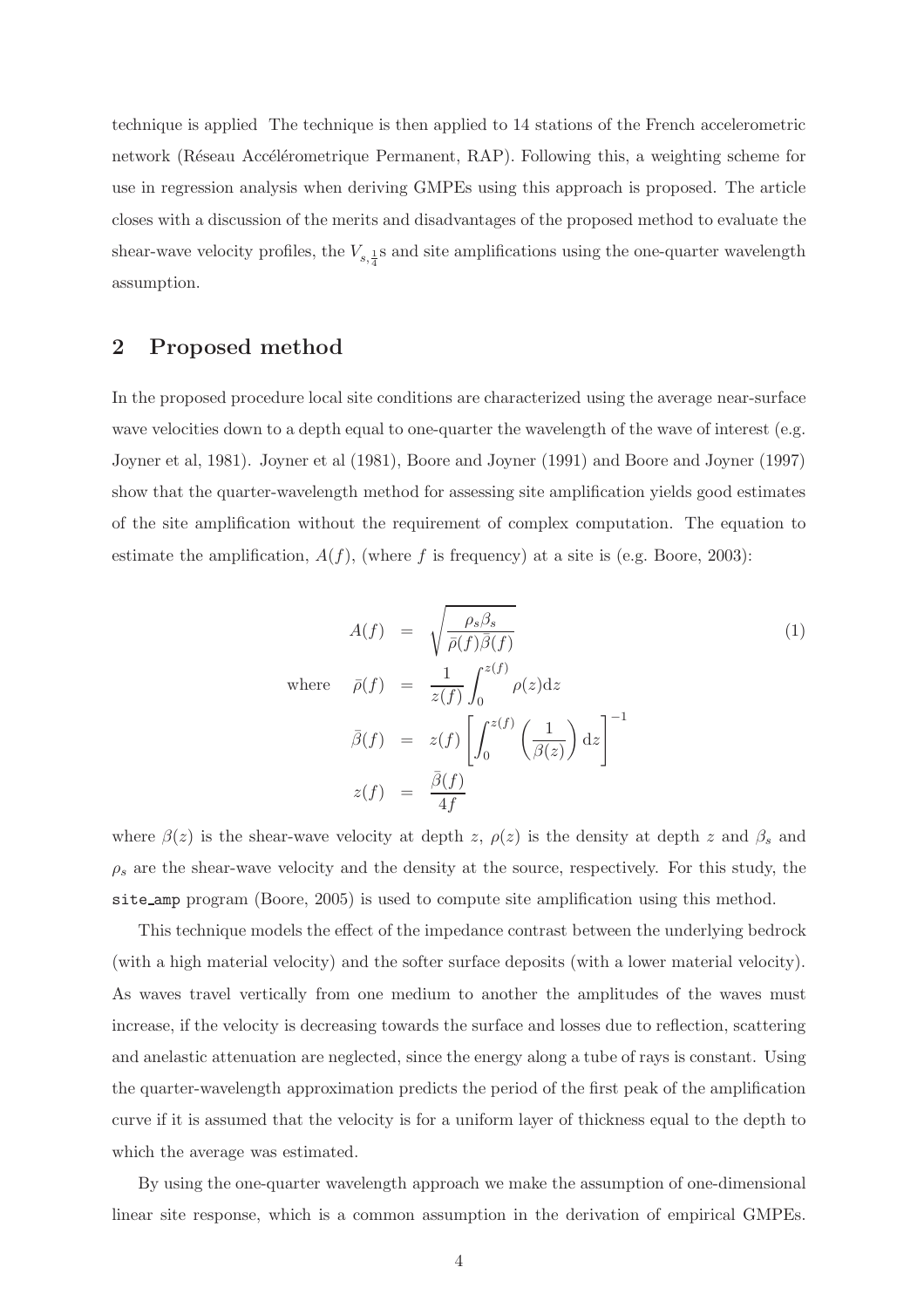technique is applied The technique is then applied to 14 stations of the French accelerometric network (Réseau Accélérometrique Permanent, RAP). Following this, a weighting scheme for use in regression analysis when deriving GMPEs using this approach is proposed. The article closes with a discussion of the merits and disadvantages of the proposed method to evaluate the shear-wave velocity profiles, the $V_{s,\frac{1}{4}}$s and site amplifications using the one-quarter wavelength assumption.

## 2 Proposed method

In the proposed procedure local site conditions are characterized using the average near-surface wave velocities down to a depth equal to one-quarter the wavelength of the wave of interest (e.g. Joyner et al, 1981). Joyner et al (1981), Boore and Joyner (1991) and Boore and Joyner (1997) show that the quarter-wavelength method for assessing site amplification yields good estimates of the site amplification without the requirement of complex computation. The equation to estimate the amplification, $A(f)$, (where $f$ is frequency) at a site is (e.g. Boore, 2003):

$$
\begin{aligned}
A(f) &= \sqrt{\frac{\rho_s \beta_s}{\bar{\rho}(f)\bar{\beta}(f)}} \qquad (1)\\
\text{where} \quad \bar{\rho}(f) &= \frac{1}{z(f)} \int_0^{z(f)} \rho(z) \mathrm{d}z \\
\bar{\beta}(f) &= z(f) \left[ \int_0^{z(f)} \left( \frac{1}{\beta(z)} \right) \mathrm{d}z \right]^{-1} \\
z(f) &= \frac{\bar{\beta}(f)}{4f}
\end{aligned}
$$

where $\beta(z)$ is the shear-wave velocity at depth $z$, $\rho(z)$ is the density at depth $z$ and $\beta_s$ and $\rho_s$ are the shear-wave velocity and the density at the source, respectively. For this study, the `site_amp` program (Boore, 2005) is used to compute site amplification using this method.

This technique models the effect of the impedance contrast between the underlying bedrock (with a high material velocity) and the softer surface deposits (with a lower material velocity). As waves travel vertically from one medium to another the amplitudes of the waves must increase, if the velocity is decreasing towards the surface and losses due to reflection, scattering and anelastic attenuation are neglected, since the energy along a tube of rays is constant. Using the quarter-wavelength approximation predicts the period of the first peak of the amplification curve if it is assumed that the velocity is for a uniform layer of thickness equal to the depth to which the average was estimated.

By using the one-quarter wavelength approach we make the assumption of one-dimensional linear site response, which is a common assumption in the derivation of empirical GMPEs.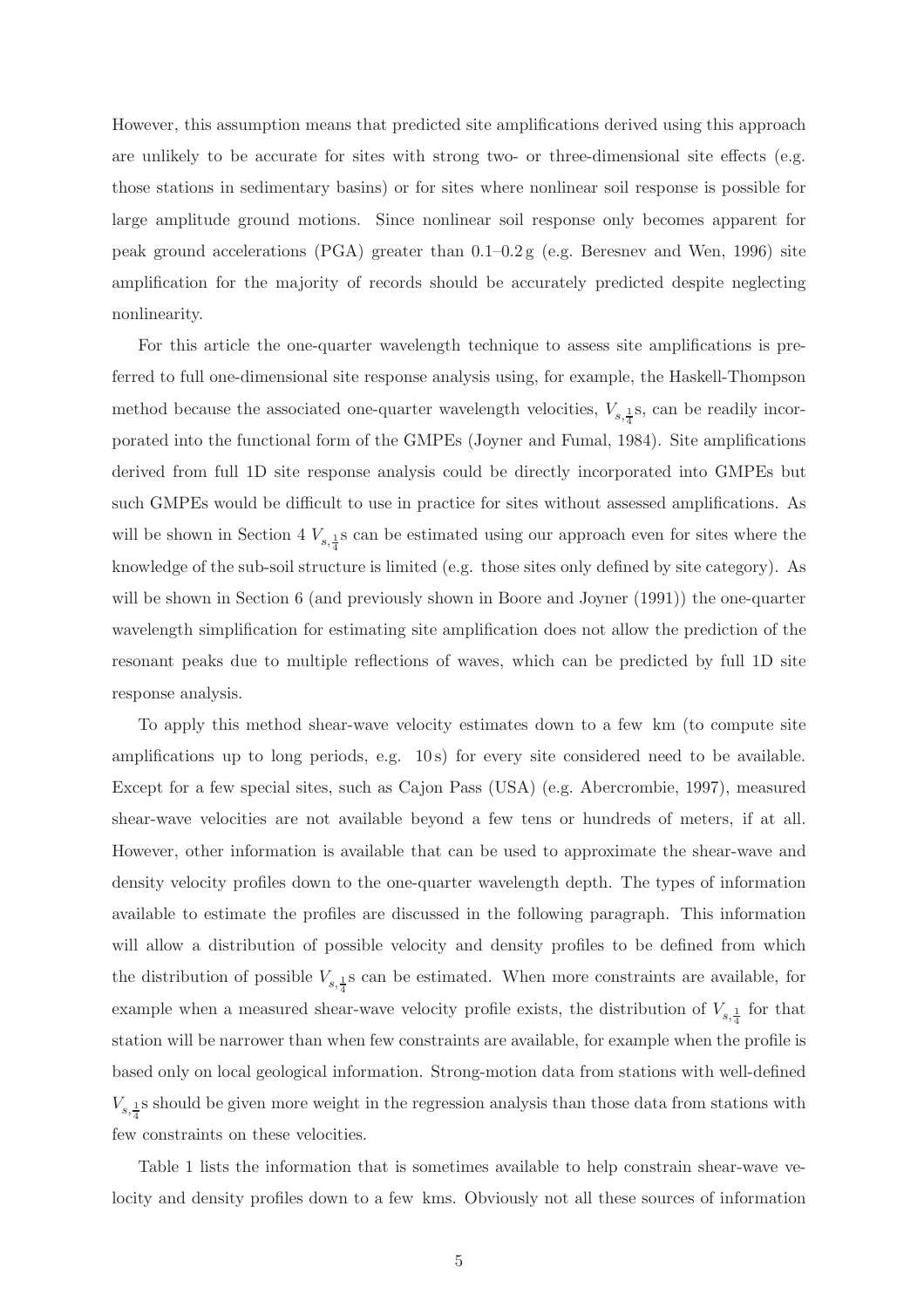However, this assumption means that predicted site amplifications derived using this approach are unlikely to be accurate for sites with strong two- or three-dimensional site effects (e.g. those stations in sedimentary basins) or for sites where nonlinear soil response is possible for large amplitude ground motions. Since nonlinear soil response only becomes apparent for peak ground accelerations (PGA) greater than 0.1–0.2 g (e.g. Beresnev and Wen, 1996) site amplification for the majority of records should be accurately predicted despite neglecting nonlinearity.

For this article the one-quarter wavelength technique to assess site amplifications is preferred to full one-dimensional site response analysis using, for example, the Haskell-Thompson method because the associated one-quarter wavelength velocities, $V_{s,\frac{1}{4}}$s, can be readily incorporated into the functional form of the GMPEs (Joyner and Fumal, 1984). Site amplifications derived from full 1D site response analysis could be directly incorporated into GMPEs but such GMPEs would be difficult to use in practice for sites without assessed amplifications. As will be shown in Section 4 $V_{s,\frac{1}{4}}$s can be estimated using our approach even for sites where the knowledge of the sub-soil structure is limited (e.g. those sites only defined by site category). As will be shown in Section 6 (and previously shown in Boore and Joyner (1991)) the one-quarter wavelength simplification for estimating site amplification does not allow the prediction of the resonant peaks due to multiple reflections of waves, which can be predicted by full 1D site response analysis.

To apply this method shear-wave velocity estimates down to a few km (to compute site amplifications up to long periods, e.g. 10 s) for every site considered need to be available. Except for a few special sites, such as Cajon Pass (USA) (e.g. Abercrombie, 1997), measured shear-wave velocities are not available beyond a few tens or hundreds of meters, if at all. However, other information is available that can be used to approximate the shear-wave and density velocity profiles down to the one-quarter wavelength depth. The types of information available to estimate the profiles are discussed in the following paragraph. This information will allow a distribution of possible velocity and density profiles to be defined from which the distribution of possible $V_{s,\frac{1}{4}}$s can be estimated. When more constraints are available, for example when a measured shear-wave velocity profile exists, the distribution of $V_{s,\frac{1}{4}}$ for that station will be narrower than when few constraints are available, for example when the profile is based only on local geological information. Strong-motion data from stations with well-defined $V_{s,\frac{1}{4}}$s should be given more weight in the regression analysis than those data from stations with few constraints on these velocities.

Table 1 lists the information that is sometimes available to help constrain shear-wave velocity and density profiles down to a few kms. Obviously not all these sources of information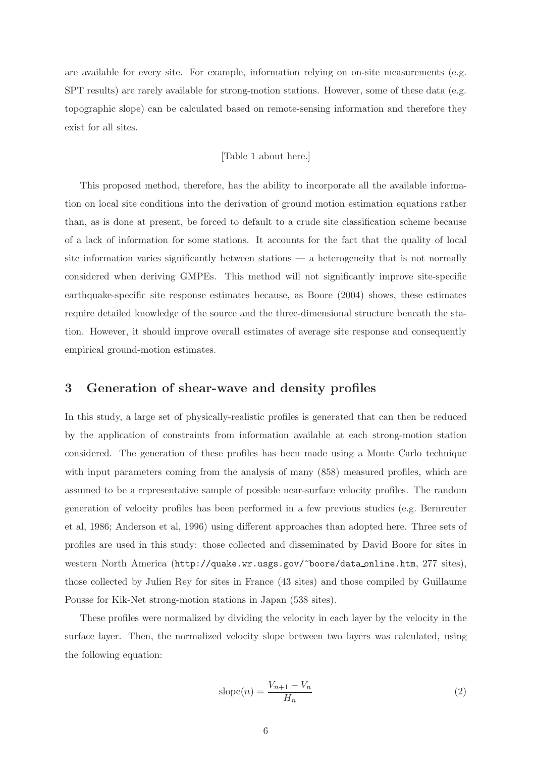are available for every site. For example, information relying on on-site measurements (e.g. SPT results) are rarely available for strong-motion stations. However, some of these data (e.g. topographic slope) can be calculated based on remote-sensing information and therefore they exist for all sites.

[Table 1 about here.]

This proposed method, therefore, has the ability to incorporate all the available information on local site conditions into the derivation of ground motion estimation equations rather than, as is done at present, be forced to default to a crude site classification scheme because of a lack of information for some stations. It accounts for the fact that the quality of local site information varies significantly between stations — a heterogeneity that is not normally considered when deriving GMPEs. This method will not significantly improve site-specific earthquake-specific site response estimates because, as Boore (2004) shows, these estimates require detailed knowledge of the source and the three-dimensional structure beneath the station. However, it should improve overall estimates of average site response and consequently empirical ground-motion estimates.

## 3 Generation of shear-wave and density profiles

In this study, a large set of physically-realistic profiles is generated that can then be reduced by the application of constraints from information available at each strong-motion station considered. The generation of these profiles has been made using a Monte Carlo technique with input parameters coming from the analysis of many (858) measured profiles, which are assumed to be a representative sample of possible near-surface velocity profiles. The random generation of velocity profiles has been performed in a few previous studies (e.g. Bernreuter et al, 1986; Anderson et al, 1996) using different approaches than adopted here. Three sets of profiles are used in this study: those collected and disseminated by David Boore for sites in western North America (`http://quake.wr.usgs.gov/~boore/data_online.htm`, 277 sites), those collected by Julien Rey for sites in France (43 sites) and those compiled by Guillaume Pousse for Kik-Net strong-motion stations in Japan (538 sites).

These profiles were normalized by dividing the velocity in each layer by the velocity in the surface layer. Then, the normalized velocity slope between two layers was calculated, using the following equation:

$$\mathrm{slope}(n) = \frac{V_{n+1} - V_n}{H_n} \tag{2}$$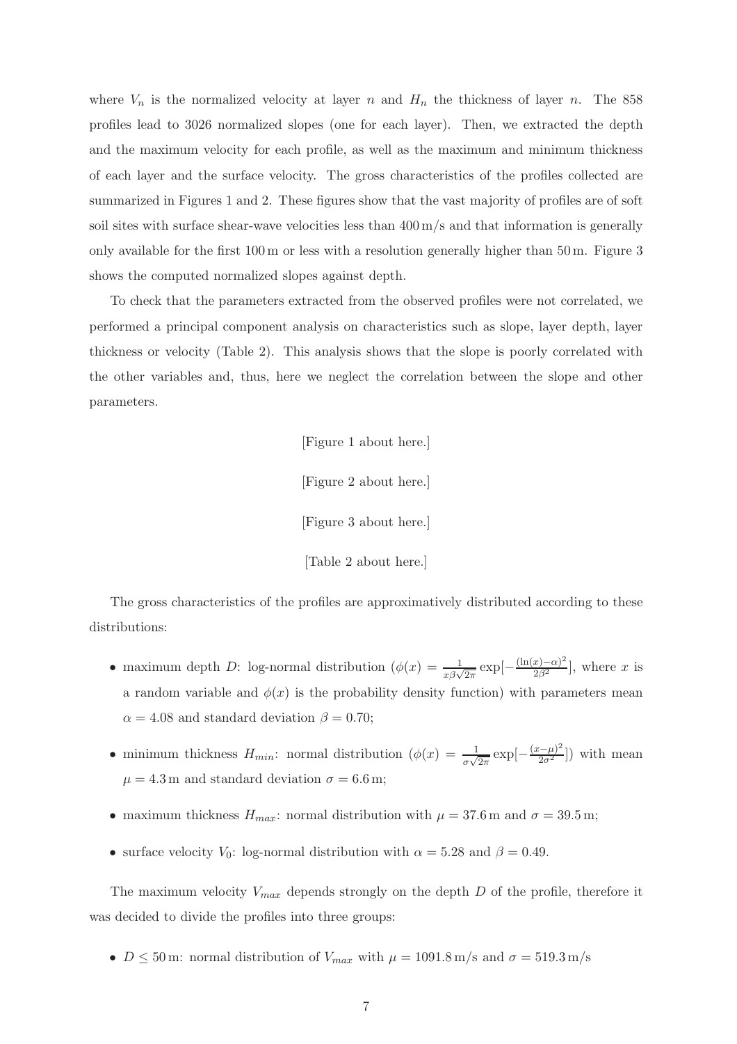where $V_n$ is the normalized velocity at layer $n$ and $H_n$ the thickness of layer $n$. The 858 profiles lead to 3026 normalized slopes (one for each layer). Then, we extracted the depth and the maximum velocity for each profile, as well as the maximum and minimum thickness of each layer and the surface velocity. The gross characteristics of the profiles collected are summarized in Figures 1 and 2. These figures show that the vast majority of profiles are of soft soil sites with surface shear-wave velocities less than 400 m/s and that information is generally only available for the first 100 m or less with a resolution generally higher than 50 m. Figure 3 shows the computed normalized slopes against depth.

To check that the parameters extracted from the observed profiles were not correlated, we performed a principal component analysis on characteristics such as slope, layer depth, layer thickness or velocity (Table 2). This analysis shows that the slope is poorly correlated with the other variables and, thus, here we neglect the correlation between the slope and other parameters.

[Figure 1 about here.]

[Figure 2 about here.]

[Figure 3 about here.]

[Table 2 about here.]

The gross characteristics of the profiles are approximatively distributed according to these distributions:

- maximum depth $D$: log-normal distribution ($\phi(x) = \frac{1}{x\beta\sqrt{2\pi}} \exp[-\frac{(\ln(x)-\alpha)^2}{2\beta^2}]$, where $x$ is a random variable and $\phi(x)$ is the probability density function) with parameters mean $\alpha = 4.08$ and standard deviation $\beta = 0.70$;
- minimum thickness $H_{min}$: normal distribution ($\phi(x) = \frac{1}{\sigma\sqrt{2\pi}} \exp[-\frac{(x-\mu)^2}{2\sigma^2}]$) with mean $\mu = 4.3$ m and standard deviation $\sigma = 6.6$ m;
- maximum thickness $H_{max}$: normal distribution with $\mu = 37.6$ m and $\sigma = 39.5$ m;
- surface velocity $V_0$: log-normal distribution with $\alpha = 5.28$ and $\beta = 0.49$.

The maximum velocity $V_{max}$ depends strongly on the depth $D$ of the profile, therefore it was decided to divide the profiles into three groups:

- $D \leq 50$ m: normal distribution of $V_{max}$ with $\mu = 1091.8$ m/s and $\sigma = 519.3$ m/s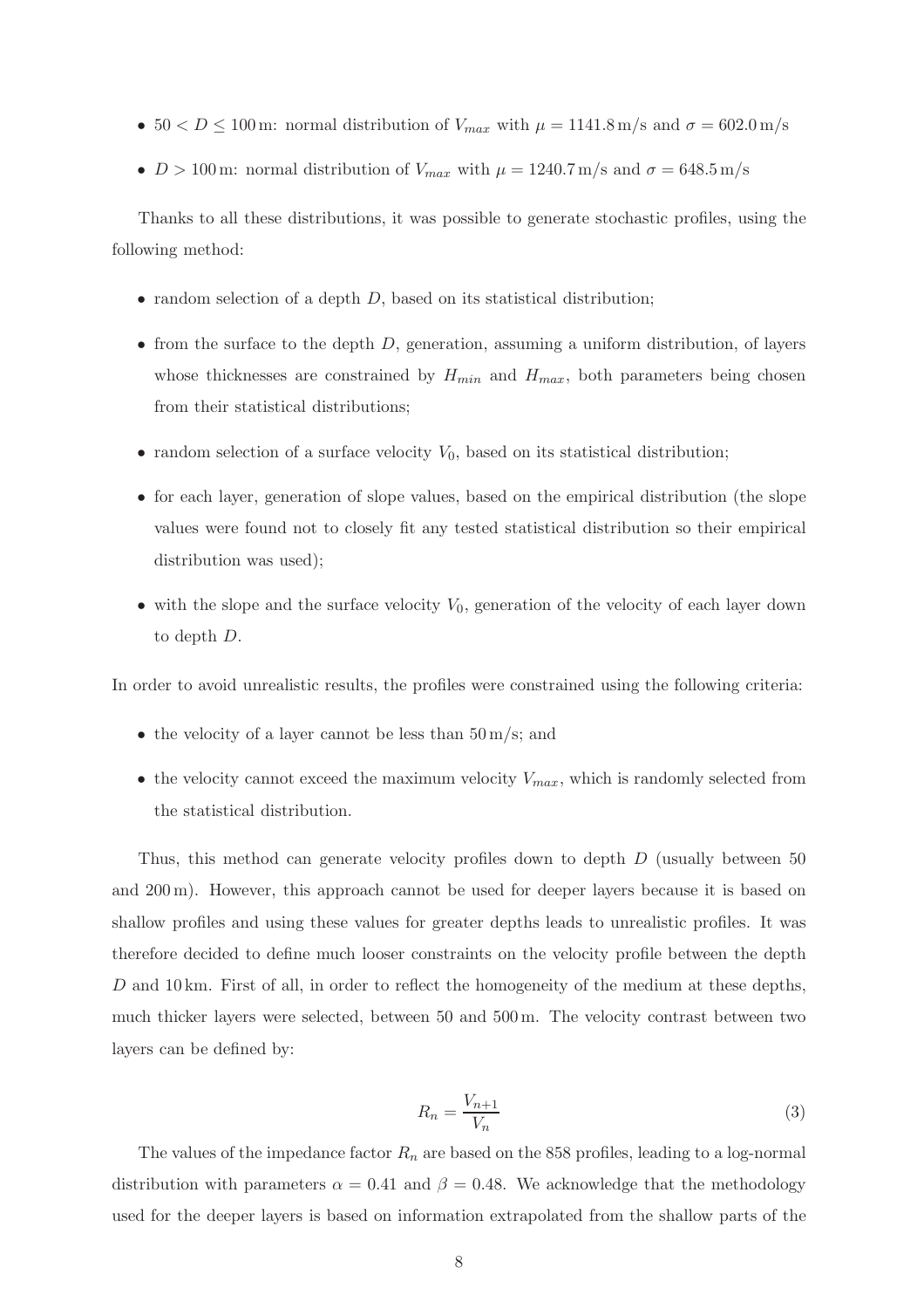- $50 < D \leq 100$ m: normal distribution of $V_{max}$ with $\mu = 1141.8$ m/s and $\sigma = 602.0$ m/s
- $D > 100$ m: normal distribution of $V_{max}$ with $\mu = 1240.7$ m/s and $\sigma = 648.5$ m/s

Thanks to all these distributions, it was possible to generate stochastic profiles, using the following method:

- random selection of a depth $D$, based on its statistical distribution;
- from the surface to the depth $D$, generation, assuming a uniform distribution, of layers whose thicknesses are constrained by $H_{min}$ and $H_{max}$, both parameters being chosen from their statistical distributions;
- random selection of a surface velocity $V_0$, based on its statistical distribution;
- for each layer, generation of slope values, based on the empirical distribution (the slope values were found not to closely fit any tested statistical distribution so their empirical distribution was used);
- with the slope and the surface velocity $V_0$, generation of the velocity of each layer down to depth $D$.

In order to avoid unrealistic results, the profiles were constrained using the following criteria:

- the velocity of a layer cannot be less than 50 m/s; and
- the velocity cannot exceed the maximum velocity $V_{max}$, which is randomly selected from the statistical distribution.

Thus, this method can generate velocity profiles down to depth $D$ (usually between 50 and 200 m). However, this approach cannot be used for deeper layers because it is based on shallow profiles and using these values for greater depths leads to unrealistic profiles. It was therefore decided to define much looser constraints on the velocity profile between the depth $D$ and 10 km. First of all, in order to reflect the homogeneity of the medium at these depths, much thicker layers were selected, between 50 and 500 m. The velocity contrast between two layers can be defined by:

$$R_n = \frac{V_{n+1}}{V_n} \tag{3}$$

The values of the impedance factor $R_n$ are based on the 858 profiles, leading to a log-normal distribution with parameters $\alpha = 0.41$ and $\beta = 0.48$. We acknowledge that the methodology used for the deeper layers is based on information extrapolated from the shallow parts of the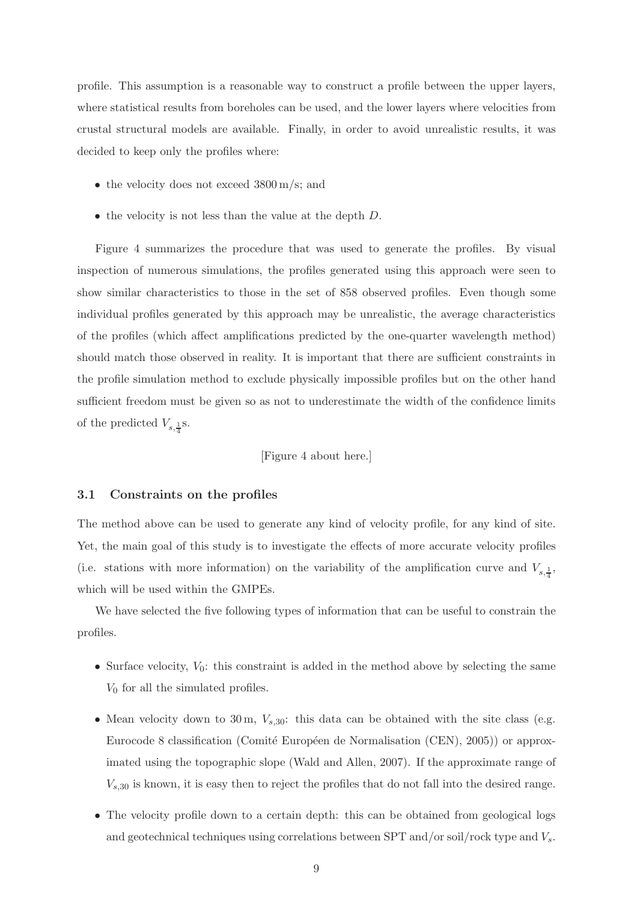profile. This assumption is a reasonable way to construct a profile between the upper layers, where statistical results from boreholes can be used, and the lower layers where velocities from crustal structural models are available. Finally, in order to avoid unrealistic results, it was decided to keep only the profiles where:

- the velocity does not exceed 3800 m/s; and
- the velocity is not less than the value at the depth $D$.

Figure 4 summarizes the procedure that was used to generate the profiles. By visual inspection of numerous simulations, the profiles generated using this approach were seen to show similar characteristics to those in the set of 858 observed profiles. Even though some individual profiles generated by this approach may be unrealistic, the average characteristics of the profiles (which affect amplifications predicted by the one-quarter wavelength method) should match those observed in reality. It is important that there are sufficient constraints in the profile simulation method to exclude physically impossible profiles but on the other hand sufficient freedom must be given so as not to underestimate the width of the confidence limits of the predicted $V_{s,\frac{1}{4}}$s.

[Figure 4 about here.]

### 3.1 Constraints on the profiles

The method above can be used to generate any kind of velocity profile, for any kind of site. Yet, the main goal of this study is to investigate the effects of more accurate velocity profiles (i.e. stations with more information) on the variability of the amplification curve and $V_{s,\frac{1}{4}}$, which will be used within the GMPEs.

We have selected the five following types of information that can be useful to constrain the profiles.

- Surface velocity, $V_0$: this constraint is added in the method above by selecting the same $V_0$ for all the simulated profiles.
- Mean velocity down to 30 m, $V_{s,30}$: this data can be obtained with the site class (e.g. Eurocode 8 classification (Comité Européen de Normalisation (CEN), 2005)) or approximated using the topographic slope (Wald and Allen, 2007). If the approximate range of $V_{s,30}$ is known, it is easy then to reject the profiles that do not fall into the desired range.
- The velocity profile down to a certain depth: this can be obtained from geological logs and geotechnical techniques using correlations between SPT and/or soil/rock type and $V_s$.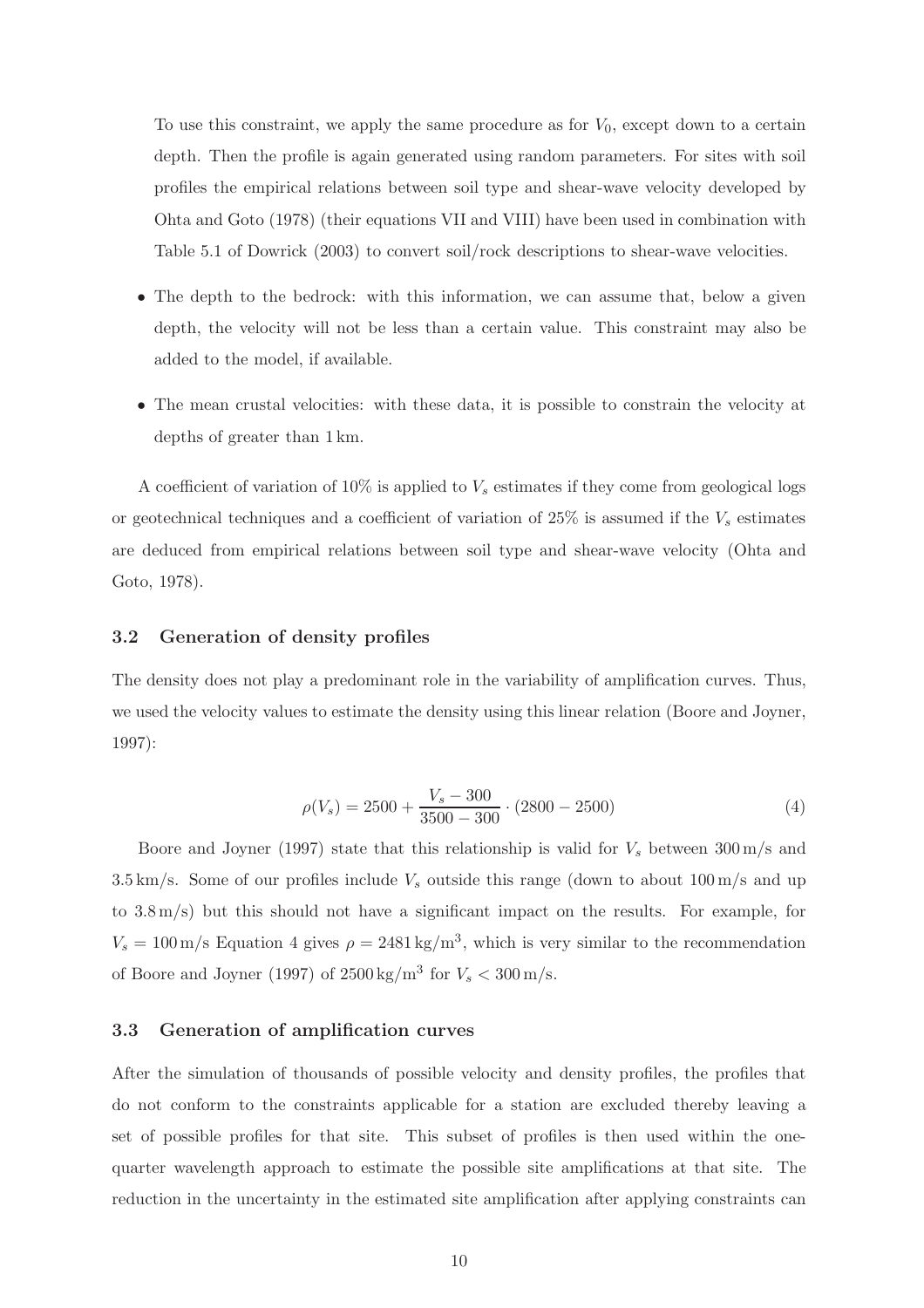To use this constraint, we apply the same procedure as for $V_0$, except down to a certain depth. Then the profile is again generated using random parameters. For sites with soil profiles the empirical relations between soil type and shear-wave velocity developed by Ohta and Goto (1978) (their equations VII and VIII) have been used in combination with Table 5.1 of Dowrick (2003) to convert soil/rock descriptions to shear-wave velocities.

- The depth to the bedrock: with this information, we can assume that, below a given depth, the velocity will not be less than a certain value. This constraint may also be added to the model, if available.
- The mean crustal velocities: with these data, it is possible to constrain the velocity at depths of greater than 1 km.

A coefficient of variation of 10% is applied to $V_s$ estimates if they come from geological logs or geotechnical techniques and a coefficient of variation of 25% is assumed if the $V_s$ estimates are deduced from empirical relations between soil type and shear-wave velocity (Ohta and Goto, 1978).

### 3.2 Generation of density profiles

The density does not play a predominant role in the variability of amplification curves. Thus, we used the velocity values to estimate the density using this linear relation (Boore and Joyner, 1997):

$$\rho(V_s) = 2500 + \frac{V_s - 300}{3500 - 300} \cdot (2800 - 2500) \tag{4}$$

Boore and Joyner (1997) state that this relationship is valid for $V_s$ between 300 m/s and 3.5 km/s. Some of our profiles include $V_s$ outside this range (down to about 100 m/s and up to 3.8 m/s) but this should not have a significant impact on the results. For example, for $V_s = 100$ m/s Equation 4 gives $\rho = 2481\,\text{kg/m}^3$, which is very similar to the recommendation of Boore and Joyner (1997) of $2500\,\text{kg/m}^3$ for $V_s < 300$ m/s.

### 3.3 Generation of amplification curves

After the simulation of thousands of possible velocity and density profiles, the profiles that do not conform to the constraints applicable for a station are excluded thereby leaving a set of possible profiles for that site. This subset of profiles is then used within the one-quarter wavelength approach to estimate the possible site amplifications at that site. The reduction in the uncertainty in the estimated site amplification after applying constraints can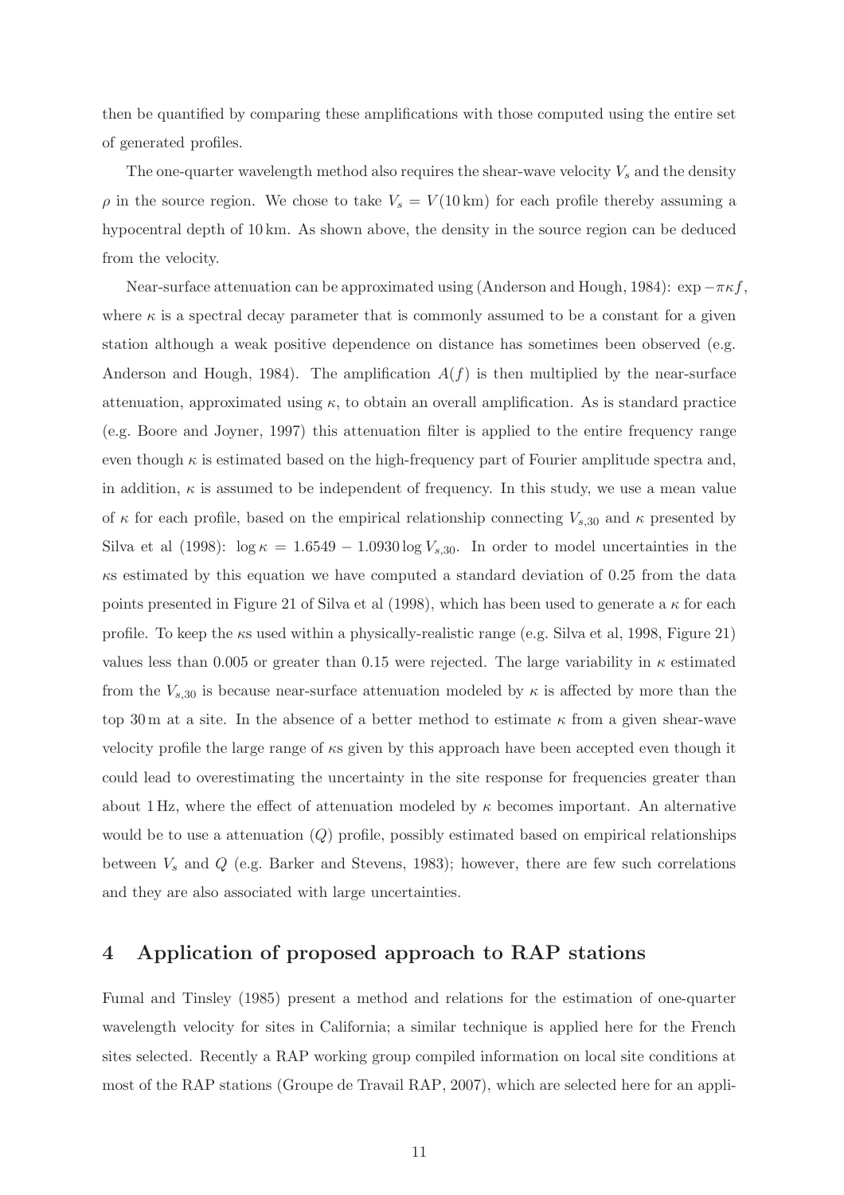then be quantified by comparing these amplifications with those computed using the entire set of generated profiles.

The one-quarter wavelength method also requires the shear-wave velocity $V_s$ and the density $\rho$ in the source region. We chose to take $V_s = V(10\,\mathrm{km})$ for each profile thereby assuming a hypocentral depth of 10 km. As shown above, the density in the source region can be deduced from the velocity.

Near-surface attenuation can be approximated using (Anderson and Hough, 1984): $\exp -\pi\kappa f$, where $\kappa$ is a spectral decay parameter that is commonly assumed to be a constant for a given station although a weak positive dependence on distance has sometimes been observed (e.g. Anderson and Hough, 1984). The amplification $A(f)$ is then multiplied by the near-surface attenuation, approximated using $\kappa$, to obtain an overall amplification. As is standard practice (e.g. Boore and Joyner, 1997) this attenuation filter is applied to the entire frequency range even though $\kappa$ is estimated based on the high-frequency part of Fourier amplitude spectra and, in addition, $\kappa$ is assumed to be independent of frequency. In this study, we use a mean value of $\kappa$ for each profile, based on the empirical relationship connecting $V_{s,30}$ and $\kappa$ presented by Silva et al (1998): $\log \kappa = 1.6549 - 1.0930 \log V_{s,30}$. In order to model uncertainties in the $\kappa$s estimated by this equation we have computed a standard deviation of 0.25 from the data points presented in Figure 21 of Silva et al (1998), which has been used to generate a $\kappa$ for each profile. To keep the $\kappa$s used within a physically-realistic range (e.g. Silva et al, 1998, Figure 21) values less than 0.005 or greater than 0.15 were rejected. The large variability in $\kappa$ estimated from the $V_{s,30}$ is because near-surface attenuation modeled by $\kappa$ is affected by more than the top 30 m at a site. In the absence of a better method to estimate $\kappa$ from a given shear-wave velocity profile the large range of $\kappa$s given by this approach have been accepted even though it could lead to overestimating the uncertainty in the site response for frequencies greater than about 1 Hz, where the effect of attenuation modeled by $\kappa$ becomes important. An alternative would be to use a attenuation ($Q$) profile, possibly estimated based on empirical relationships between $V_s$ and $Q$ (e.g. Barker and Stevens, 1983); however, there are few such correlations and they are also associated with large uncertainties.

## 4 Application of proposed approach to RAP stations

Fumal and Tinsley (1985) present a method and relations for the estimation of one-quarter wavelength velocity for sites in California; a similar technique is applied here for the French sites selected. Recently a RAP working group compiled information on local site conditions at most of the RAP stations (Groupe de Travail RAP, 2007), which are selected here for an appli-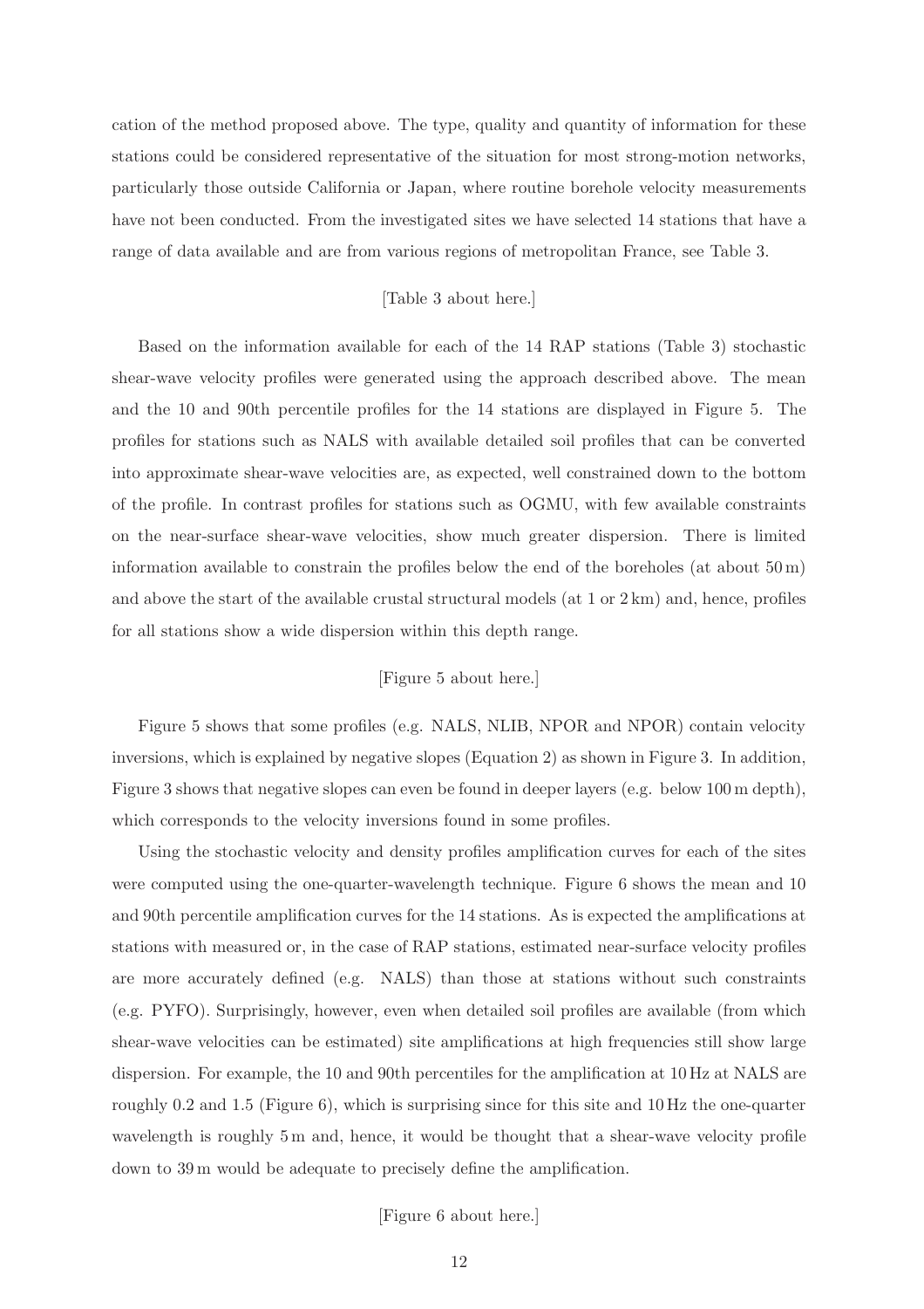cation of the method proposed above. The type, quality and quantity of information for these stations could be considered representative of the situation for most strong-motion networks, particularly those outside California or Japan, where routine borehole velocity measurements have not been conducted. From the investigated sites we have selected 14 stations that have a range of data available and are from various regions of metropolitan France, see Table 3.

[Table 3 about here.]

Based on the information available for each of the 14 RAP stations (Table 3) stochastic shear-wave velocity profiles were generated using the approach described above. The mean and the 10 and 90th percentile profiles for the 14 stations are displayed in Figure 5. The profiles for stations such as NALS with available detailed soil profiles that can be converted into approximate shear-wave velocities are, as expected, well constrained down to the bottom of the profile. In contrast profiles for stations such as OGMU, with few available constraints on the near-surface shear-wave velocities, show much greater dispersion. There is limited information available to constrain the profiles below the end of the boreholes (at about 50 m) and above the start of the available crustal structural models (at 1 or 2 km) and, hence, profiles for all stations show a wide dispersion within this depth range.

[Figure 5 about here.]

Figure 5 shows that some profiles (e.g. NALS, NLIB, NPOR and NPOR) contain velocity inversions, which is explained by negative slopes (Equation 2) as shown in Figure 3. In addition, Figure 3 shows that negative slopes can even be found in deeper layers (e.g. below 100 m depth), which corresponds to the velocity inversions found in some profiles.

Using the stochastic velocity and density profiles amplification curves for each of the sites were computed using the one-quarter-wavelength technique. Figure 6 shows the mean and 10 and 90th percentile amplification curves for the 14 stations. As is expected the amplifications at stations with measured or, in the case of RAP stations, estimated near-surface velocity profiles are more accurately defined (e.g. NALS) than those at stations without such constraints (e.g. PYFO). Surprisingly, however, even when detailed soil profiles are available (from which shear-wave velocities can be estimated) site amplifications at high frequencies still show large dispersion. For example, the 10 and 90th percentiles for the amplification at 10 Hz at NALS are roughly 0.2 and 1.5 (Figure 6), which is surprising since for this site and 10 Hz the one-quarter wavelength is roughly 5 m and, hence, it would be thought that a shear-wave velocity profile down to 39 m would be adequate to precisely define the amplification.

[Figure 6 about here.]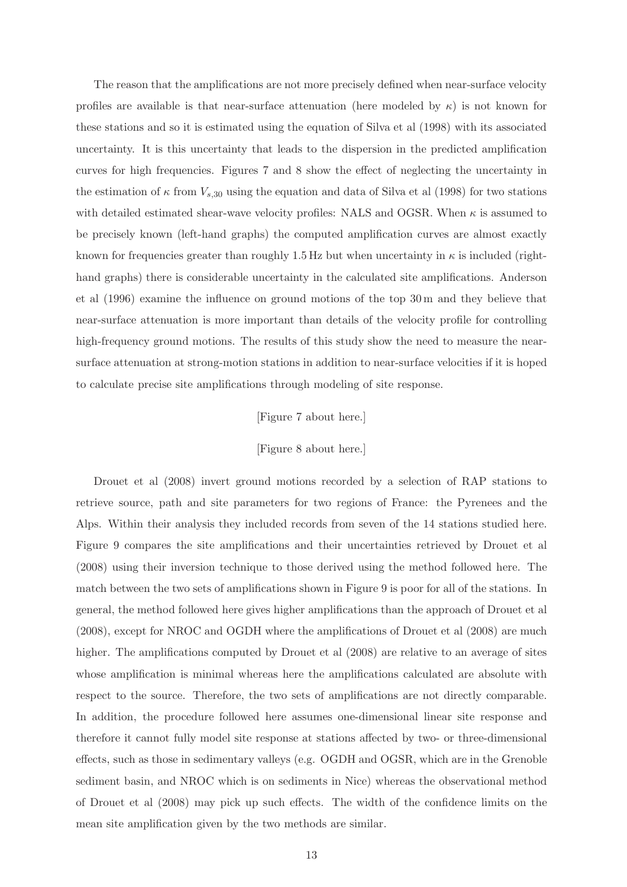The reason that the amplifications are not more precisely defined when near-surface velocity profiles are available is that near-surface attenuation (here modeled by $\kappa$) is not known for these stations and so it is estimated using the equation of Silva et al (1998) with its associated uncertainty. It is this uncertainty that leads to the dispersion in the predicted amplification curves for high frequencies. Figures 7 and 8 show the effect of neglecting the uncertainty in the estimation of $\kappa$ from $V_{s,30}$ using the equation and data of Silva et al (1998) for two stations with detailed estimated shear-wave velocity profiles: NALS and OGSR. When $\kappa$ is assumed to be precisely known (left-hand graphs) the computed amplification curves are almost exactly known for frequencies greater than roughly 1.5 Hz but when uncertainty in $\kappa$ is included (right-hand graphs) there is considerable uncertainty in the calculated site amplifications. Anderson et al (1996) examine the influence on ground motions of the top 30 m and they believe that near-surface attenuation is more important than details of the velocity profile for controlling high-frequency ground motions. The results of this study show the need to measure the near-surface attenuation at strong-motion stations in addition to near-surface velocities if it is hoped to calculate precise site amplifications through modeling of site response.

[Figure 7 about here.]

[Figure 8 about here.]

Drouet et al (2008) invert ground motions recorded by a selection of RAP stations to retrieve source, path and site parameters for two regions of France: the Pyrenees and the Alps. Within their analysis they included records from seven of the 14 stations studied here. Figure 9 compares the site amplifications and their uncertainties retrieved by Drouet et al (2008) using their inversion technique to those derived using the method followed here. The match between the two sets of amplifications shown in Figure 9 is poor for all of the stations. In general, the method followed here gives higher amplifications than the approach of Drouet et al (2008), except for NROC and OGDH where the amplifications of Drouet et al (2008) are much higher. The amplifications computed by Drouet et al (2008) are relative to an average of sites whose amplification is minimal whereas here the amplifications calculated are absolute with respect to the source. Therefore, the two sets of amplifications are not directly comparable. In addition, the procedure followed here assumes one-dimensional linear site response and therefore it cannot fully model site response at stations affected by two- or three-dimensional effects, such as those in sedimentary valleys (e.g. OGDH and OGSR, which are in the Grenoble sediment basin, and NROC which is on sediments in Nice) whereas the observational method of Drouet et al (2008) may pick up such effects. The width of the confidence limits on the mean site amplification given by the two methods are similar.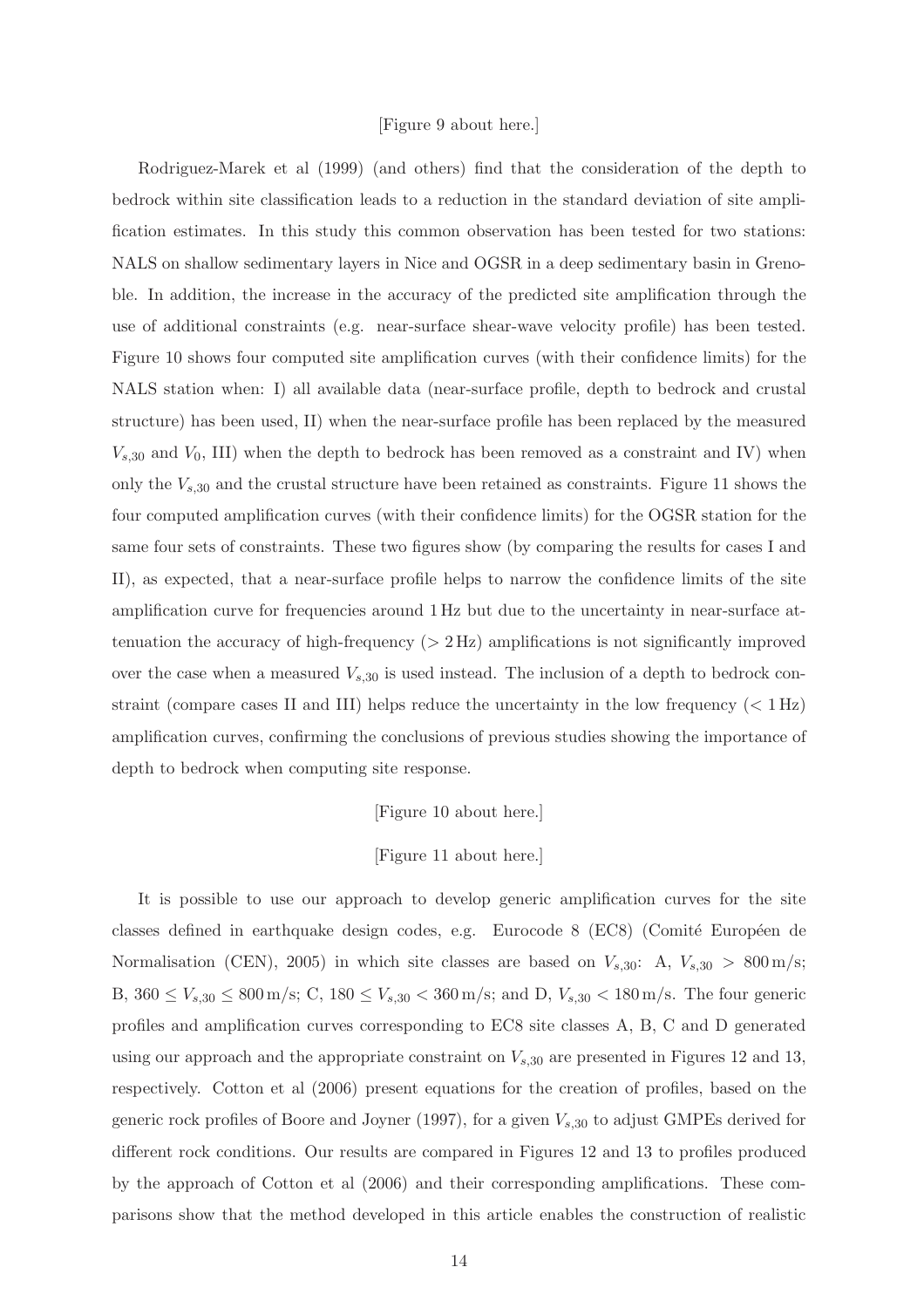[Figure 9 about here.]

Rodriguez-Marek et al (1999) (and others) find that the consideration of the depth to bedrock within site classification leads to a reduction in the standard deviation of site amplification estimates. In this study this common observation has been tested for two stations: NALS on shallow sedimentary layers in Nice and OGSR in a deep sedimentary basin in Grenoble. In addition, the increase in the accuracy of the predicted site amplification through the use of additional constraints (e.g. near-surface shear-wave velocity profile) has been tested. Figure 10 shows four computed site amplification curves (with their confidence limits) for the NALS station when: I) all available data (near-surface profile, depth to bedrock and crustal structure) has been used, II) when the near-surface profile has been replaced by the measured $V_{s,30}$ and $V_0$, III) when the depth to bedrock has been removed as a constraint and IV) when only the $V_{s,30}$ and the crustal structure have been retained as constraints. Figure 11 shows the four computed amplification curves (with their confidence limits) for the OGSR station for the same four sets of constraints. These two figures show (by comparing the results for cases I and II), as expected, that a near-surface profile helps to narrow the confidence limits of the site amplification curve for frequencies around 1 Hz but due to the uncertainty in near-surface attenuation the accuracy of high-frequency ($> 2$ Hz) amplifications is not significantly improved over the case when a measured $V_{s,30}$ is used instead. The inclusion of a depth to bedrock constraint (compare cases II and III) helps reduce the uncertainty in the low frequency ($< 1$ Hz) amplification curves, confirming the conclusions of previous studies showing the importance of depth to bedrock when computing site response.

[Figure 10 about here.]

[Figure 11 about here.]

It is possible to use our approach to develop generic amplification curves for the site classes defined in earthquake design codes, e.g. Eurocode 8 (EC8) (Comité Européen de Normalisation (CEN), 2005) in which site classes are based on $V_{s,30}$: A, $V_{s,30} > 800$ m/s; B, $360 \leq V_{s,30} \leq 800$ m/s; C, $180 \leq V_{s,30} < 360$ m/s; and D, $V_{s,30} < 180$ m/s. The four generic profiles and amplification curves corresponding to EC8 site classes A, B, C and D generated using our approach and the appropriate constraint on $V_{s,30}$ are presented in Figures 12 and 13, respectively. Cotton et al (2006) present equations for the creation of profiles, based on the generic rock profiles of Boore and Joyner (1997), for a given $V_{s,30}$ to adjust GMPEs derived for different rock conditions. Our results are compared in Figures 12 and 13 to profiles produced by the approach of Cotton et al (2006) and their corresponding amplifications. These comparisons show that the method developed in this article enables the construction of realistic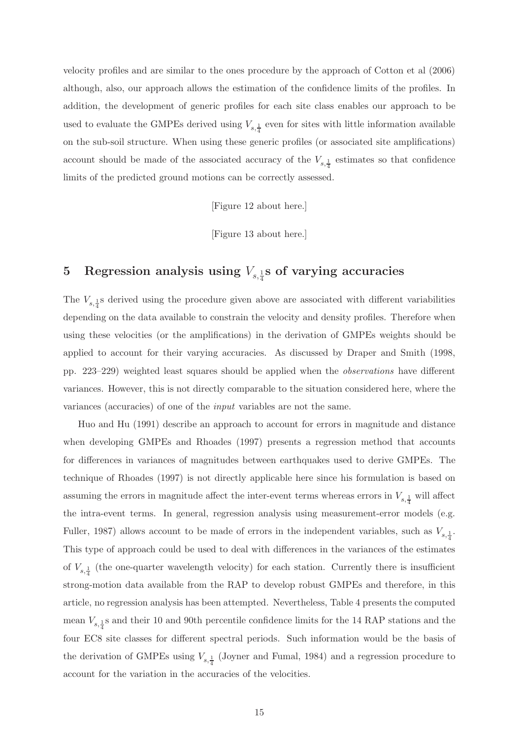velocity profiles and are similar to the ones procedure by the approach of Cotton et al (2006) although, also, our approach allows the estimation of the confidence limits of the profiles. In addition, the development of generic profiles for each site class enables our approach to be used to evaluate the GMPEs derived using $V_{s,\frac{1}{4}}$ even for sites with little information available on the sub-soil structure. When using these generic profiles (or associated site amplifications) account should be made of the associated accuracy of the $V_{s,\frac{1}{4}}$ estimates so that confidence limits of the predicted ground motions can be correctly assessed.

[Figure 12 about here.]

[Figure 13 about here.]

# 5 Regression analysis using $V_{s,\frac{1}{4}}$s of varying accuracies

The $V_{s,\frac{1}{4}}$s derived using the procedure given above are associated with different variabilities depending on the data available to constrain the velocity and density profiles. Therefore when using these velocities (or the amplifications) in the derivation of GMPEs weights should be applied to account for their varying accuracies. As discussed by Draper and Smith (1998, pp. 223–229) weighted least squares should be applied when the *observations* have different variances. However, this is not directly comparable to the situation considered here, where the variances (accuracies) of one of the *input* variables are not the same.

Huo and Hu (1991) describe an approach to account for errors in magnitude and distance when developing GMPEs and Rhoades (1997) presents a regression method that accounts for differences in variances of magnitudes between earthquakes used to derive GMPEs. The technique of Rhoades (1997) is not directly applicable here since his formulation is based on assuming the errors in magnitude affect the inter-event terms whereas errors in $V_{s,\frac{1}{4}}$ will affect the intra-event terms. In general, regression analysis using measurement-error models (e.g. Fuller, 1987) allows account to be made of errors in the independent variables, such as $V_{s,\frac{1}{4}}$. This type of approach could be used to deal with differences in the variances of the estimates of $V_{s,\frac{1}{4}}$ (the one-quarter wavelength velocity) for each station. Currently there is insufficient strong-motion data available from the RAP to develop robust GMPEs and therefore, in this article, no regression analysis has been attempted. Nevertheless, Table 4 presents the computed mean $V_{s,\frac{1}{4}}$s and their 10 and 90th percentile confidence limits for the 14 RAP stations and the four EC8 site classes for different spectral periods. Such information would be the basis of the derivation of GMPEs using $V_{s,\frac{1}{4}}$ (Joyner and Fumal, 1984) and a regression procedure to account for the variation in the accuracies of the velocities.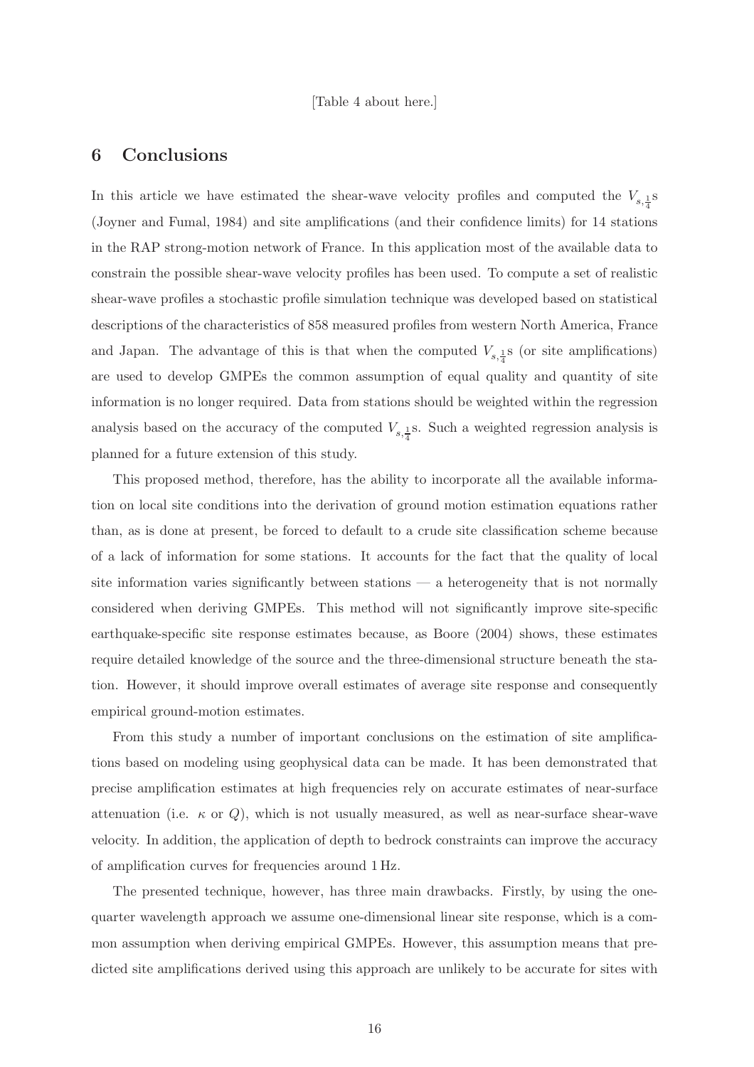[Table 4 about here.]

## 6 Conclusions

In this article we have estimated the shear-wave velocity profiles and computed the $V_{s,\frac{1}{4}}$s (Joyner and Fumal, 1984) and site amplifications (and their confidence limits) for 14 stations in the RAP strong-motion network of France. In this application most of the available data to constrain the possible shear-wave velocity profiles has been used. To compute a set of realistic shear-wave profiles a stochastic profile simulation technique was developed based on statistical descriptions of the characteristics of 858 measured profiles from western North America, France and Japan. The advantage of this is that when the computed $V_{s,\frac{1}{4}}$s (or site amplifications) are used to develop GMPEs the common assumption of equal quality and quantity of site information is no longer required. Data from stations should be weighted within the regression analysis based on the accuracy of the computed $V_{s,\frac{1}{4}}$s. Such a weighted regression analysis is planned for a future extension of this study.

This proposed method, therefore, has the ability to incorporate all the available information on local site conditions into the derivation of ground motion estimation equations rather than, as is done at present, be forced to default to a crude site classification scheme because of a lack of information for some stations. It accounts for the fact that the quality of local site information varies significantly between stations — a heterogeneity that is not normally considered when deriving GMPEs. This method will not significantly improve site-specific earthquake-specific site response estimates because, as Boore (2004) shows, these estimates require detailed knowledge of the source and the three-dimensional structure beneath the station. However, it should improve overall estimates of average site response and consequently empirical ground-motion estimates.

From this study a number of important conclusions on the estimation of site amplifications based on modeling using geophysical data can be made. It has been demonstrated that precise amplification estimates at high frequencies rely on accurate estimates of near-surface attenuation (i.e. $\kappa$ or $Q$), which is not usually measured, as well as near-surface shear-wave velocity. In addition, the application of depth to bedrock constraints can improve the accuracy of amplification curves for frequencies around 1 Hz.

The presented technique, however, has three main drawbacks. Firstly, by using the one-quarter wavelength approach we assume one-dimensional linear site response, which is a common assumption when deriving empirical GMPEs. However, this assumption means that predicted site amplifications derived using this approach are unlikely to be accurate for sites with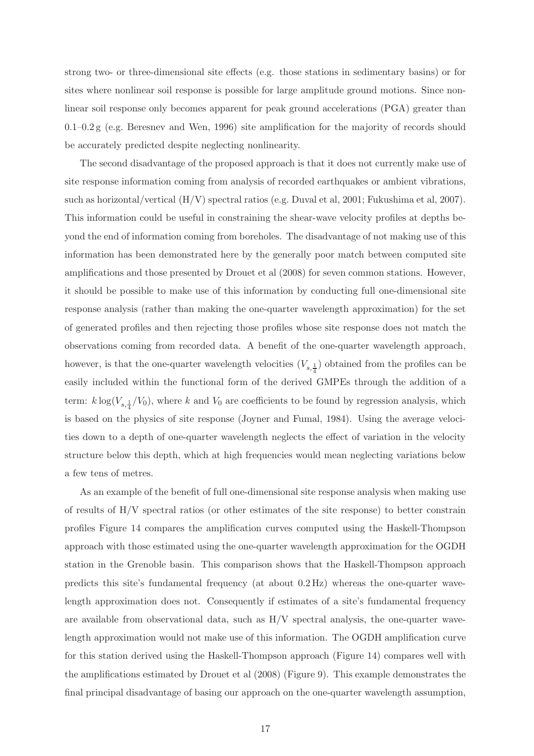strong two- or three-dimensional site effects (e.g. those stations in sedimentary basins) or for sites where nonlinear soil response is possible for large amplitude ground motions. Since nonlinear soil response only becomes apparent for peak ground accelerations (PGA) greater than 0.1–0.2 g (e.g. Beresnev and Wen, 1996) site amplification for the majority of records should be accurately predicted despite neglecting nonlinearity.

The second disadvantage of the proposed approach is that it does not currently make use of site response information coming from analysis of recorded earthquakes or ambient vibrations, such as horizontal/vertical (H/V) spectral ratios (e.g. Duval et al, 2001; Fukushima et al, 2007). This information could be useful in constraining the shear-wave velocity profiles at depths beyond the end of information coming from boreholes. The disadvantage of not making use of this information has been demonstrated here by the generally poor match between computed site amplifications and those presented by Drouet et al (2008) for seven common stations. However, it should be possible to make use of this information by conducting full one-dimensional site response analysis (rather than making the one-quarter wavelength approximation) for the set of generated profiles and then rejecting those profiles whose site response does not match the observations coming from recorded data. A benefit of the one-quarter wavelength approach, however, is that the one-quarter wavelength velocities ($V_{s,\frac{1}{4}}$) obtained from the profiles can be easily included within the functional form of the derived GMPEs through the addition of a term: $k \log(V_{s,\frac{1}{4}}/V_0)$, where $k$ and $V_0$ are coefficients to be found by regression analysis, which is based on the physics of site response (Joyner and Fumal, 1984). Using the average velocities down to a depth of one-quarter wavelength neglects the effect of variation in the velocity structure below this depth, which at high frequencies would mean neglecting variations below a few tens of metres.

As an example of the benefit of full one-dimensional site response analysis when making use of results of H/V spectral ratios (or other estimates of the site response) to better constrain profiles Figure 14 compares the amplification curves computed using the Haskell-Thompson approach with those estimated using the one-quarter wavelength approximation for the OGDH station in the Grenoble basin. This comparison shows that the Haskell-Thompson approach predicts this site's fundamental frequency (at about 0.2 Hz) whereas the one-quarter wavelength approximation does not. Consequently if estimates of a site's fundamental frequency are available from observational data, such as H/V spectral analysis, the one-quarter wavelength approximation would not make use of this information. The OGDH amplification curve for this station derived using the Haskell-Thompson approach (Figure 14) compares well with the amplifications estimated by Drouet et al (2008) (Figure 9). This example demonstrates the final principal disadvantage of basing our approach on the one-quarter wavelength assumption,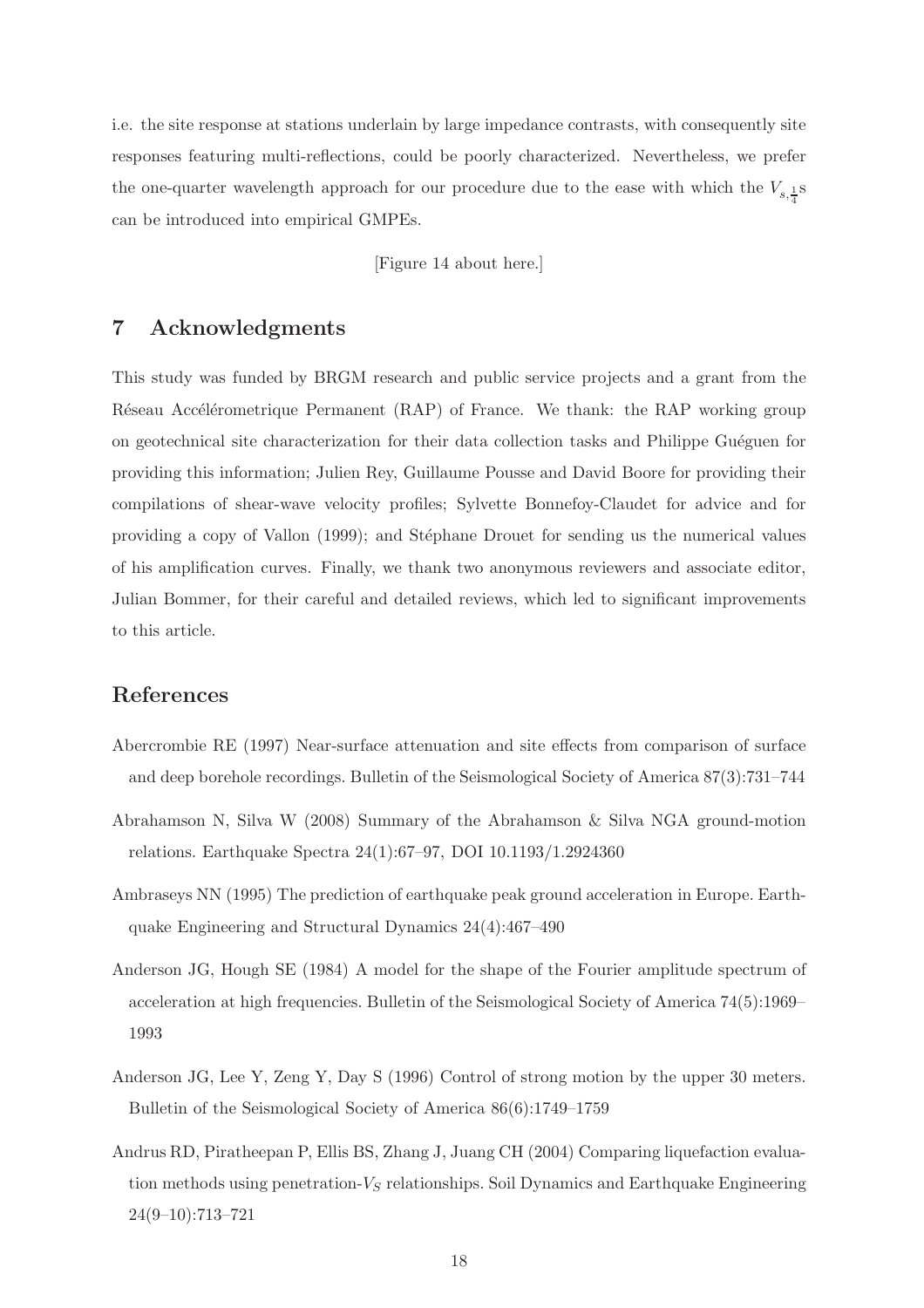i.e. the site response at stations underlain by large impedance contrasts, with consequently site responses featuring multi-reflections, could be poorly characterized. Nevertheless, we prefer the one-quarter wavelength approach for our procedure due to the ease with which the $V_{s,\frac{1}{4}}$s can be introduced into empirical GMPEs.

[Figure 14 about here.]

## 7 Acknowledgments

This study was funded by BRGM research and public service projects and a grant from the Réseau Accélérometrique Permanent (RAP) of France. We thank: the RAP working group on geotechnical site characterization for their data collection tasks and Philippe Guéguen for providing this information; Julien Rey, Guillaume Pousse and David Boore for providing their compilations of shear-wave velocity profiles; Sylvette Bonnefoy-Claudet for advice and for providing a copy of Vallon (1999); and Stéphane Drouet for sending us the numerical values of his amplification curves. Finally, we thank two anonymous reviewers and associate editor, Julian Bommer, for their careful and detailed reviews, which led to significant improvements to this article.

## References

Abercrombie RE (1997) Near-surface attenuation and site effects from comparison of surface and deep borehole recordings. Bulletin of the Seismological Society of America 87(3):731–744

Abrahamson N, Silva W (2008) Summary of the Abrahamson & Silva NGA ground-motion relations. Earthquake Spectra 24(1):67–97, DOI 10.1193/1.2924360

Ambraseys NN (1995) The prediction of earthquake peak ground acceleration in Europe. Earthquake Engineering and Structural Dynamics 24(4):467–490

Anderson JG, Hough SE (1984) A model for the shape of the Fourier amplitude spectrum of acceleration at high frequencies. Bulletin of the Seismological Society of America 74(5):1969–1993

Anderson JG, Lee Y, Zeng Y, Day S (1996) Control of strong motion by the upper 30 meters. Bulletin of the Seismological Society of America 86(6):1749–1759

Andrus RD, Piratheepan P, Ellis BS, Zhang J, Juang CH (2004) Comparing liquefaction evaluation methods using penetration-$V_S$ relationships. Soil Dynamics and Earthquake Engineering 24(9–10):713–721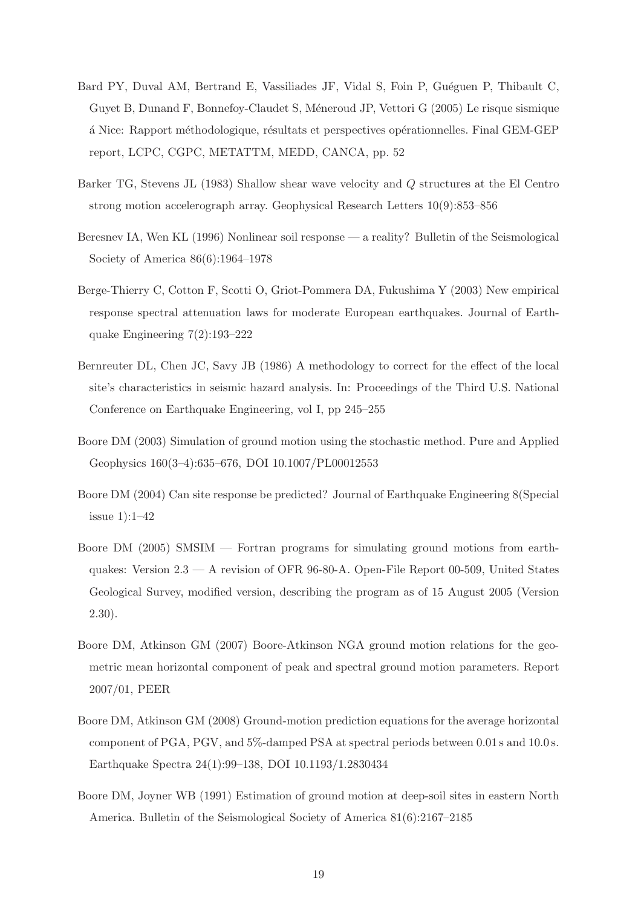Bard PY, Duval AM, Bertrand E, Vassiliades JF, Vidal S, Foin P, Guéguen P, Thibault C, Guyet B, Dunand F, Bonnefoy-Claudet S, Méneroud JP, Vettori G (2005) Le risque sismique á Nice: Rapport méthodologique, résultats et perspectives opérationnelles. Final GEM-GEP report, LCPC, CGPC, METATTM, MEDD, CANCA, pp. 52

Barker TG, Stevens JL (1983) Shallow shear wave velocity and $Q$ structures at the El Centro strong motion accelerograph array. Geophysical Research Letters 10(9):853–856

Beresnev IA, Wen KL (1996) Nonlinear soil response — a reality? Bulletin of the Seismological Society of America 86(6):1964–1978

Berge-Thierry C, Cotton F, Scotti O, Griot-Pommera DA, Fukushima Y (2003) New empirical response spectral attenuation laws for moderate European earthquakes. Journal of Earthquake Engineering 7(2):193–222

Bernreuter DL, Chen JC, Savy JB (1986) A methodology to correct for the effect of the local site's characteristics in seismic hazard analysis. In: Proceedings of the Third U.S. National Conference on Earthquake Engineering, vol I, pp 245–255

Boore DM (2003) Simulation of ground motion using the stochastic method. Pure and Applied Geophysics 160(3–4):635–676, DOI 10.1007/PL00012553

Boore DM (2004) Can site response be predicted? Journal of Earthquake Engineering 8(Special issue 1):1–42

Boore DM (2005) SMSIM — Fortran programs for simulating ground motions from earthquakes: Version 2.3 — A revision of OFR 96-80-A. Open-File Report 00-509, United States Geological Survey, modified version, describing the program as of 15 August 2005 (Version 2.30).

Boore DM, Atkinson GM (2007) Boore-Atkinson NGA ground motion relations for the geometric mean horizontal component of peak and spectral ground motion parameters. Report 2007/01, PEER

Boore DM, Atkinson GM (2008) Ground-motion prediction equations for the average horizontal component of PGA, PGV, and 5%-damped PSA at spectral periods between 0.01 s and 10.0 s. Earthquake Spectra 24(1):99–138, DOI 10.1193/1.2830434

Boore DM, Joyner WB (1991) Estimation of ground motion at deep-soil sites in eastern North America. Bulletin of the Seismological Society of America 81(6):2167–2185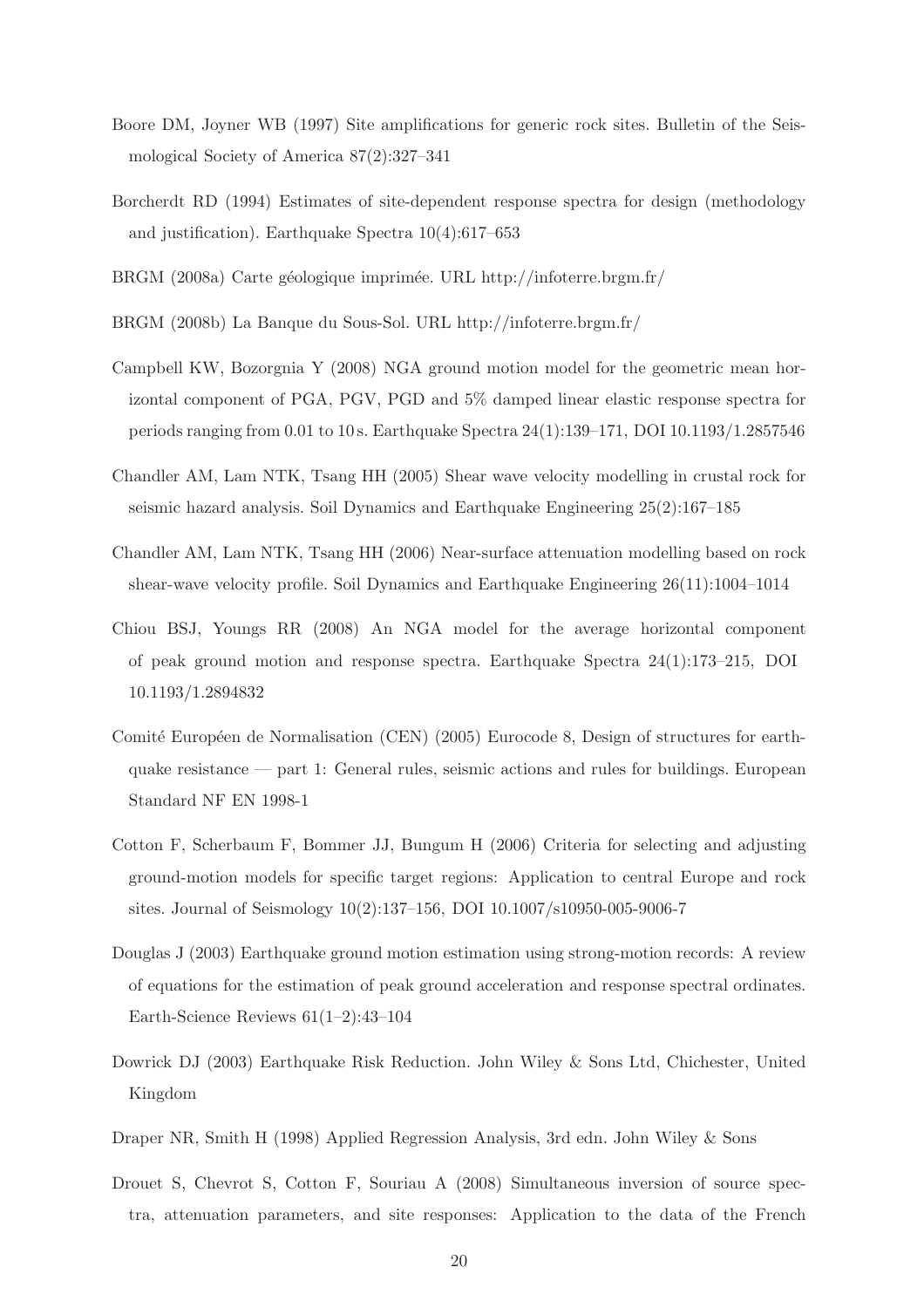Boore DM, Joyner WB (1997) Site amplifications for generic rock sites. Bulletin of the Seismological Society of America 87(2):327–341

Borcherdt RD (1994) Estimates of site-dependent response spectra for design (methodology and justification). Earthquake Spectra 10(4):617–653

BRGM (2008a) Carte géologique imprimée. URL http://infoterre.brgm.fr/

BRGM (2008b) La Banque du Sous-Sol. URL http://infoterre.brgm.fr/

Campbell KW, Bozorgnia Y (2008) NGA ground motion model for the geometric mean horizontal component of PGA, PGV, PGD and 5% damped linear elastic response spectra for periods ranging from 0.01 to 10 s. Earthquake Spectra 24(1):139–171, DOI 10.1193/1.2857546

Chandler AM, Lam NTK, Tsang HH (2005) Shear wave velocity modelling in crustal rock for seismic hazard analysis. Soil Dynamics and Earthquake Engineering 25(2):167–185

Chandler AM, Lam NTK, Tsang HH (2006) Near-surface attenuation modelling based on rock shear-wave velocity profile. Soil Dynamics and Earthquake Engineering 26(11):1004–1014

Chiou BSJ, Youngs RR (2008) An NGA model for the average horizontal component of peak ground motion and response spectra. Earthquake Spectra 24(1):173–215, DOI 10.1193/1.2894832

Comité Européen de Normalisation (CEN) (2005) Eurocode 8, Design of structures for earthquake resistance — part 1: General rules, seismic actions and rules for buildings. European Standard NF EN 1998-1

Cotton F, Scherbaum F, Bommer JJ, Bungum H (2006) Criteria for selecting and adjusting ground-motion models for specific target regions: Application to central Europe and rock sites. Journal of Seismology 10(2):137–156, DOI 10.1007/s10950-005-9006-7

Douglas J (2003) Earthquake ground motion estimation using strong-motion records: A review of equations for the estimation of peak ground acceleration and response spectral ordinates. Earth-Science Reviews 61(1–2):43–104

Dowrick DJ (2003) Earthquake Risk Reduction. John Wiley & Sons Ltd, Chichester, United Kingdom

Draper NR, Smith H (1998) Applied Regression Analysis, 3rd edn. John Wiley & Sons

Drouet S, Chevrot S, Cotton F, Souriau A (2008) Simultaneous inversion of source spectra, attenuation parameters, and site responses: Application to the data of the French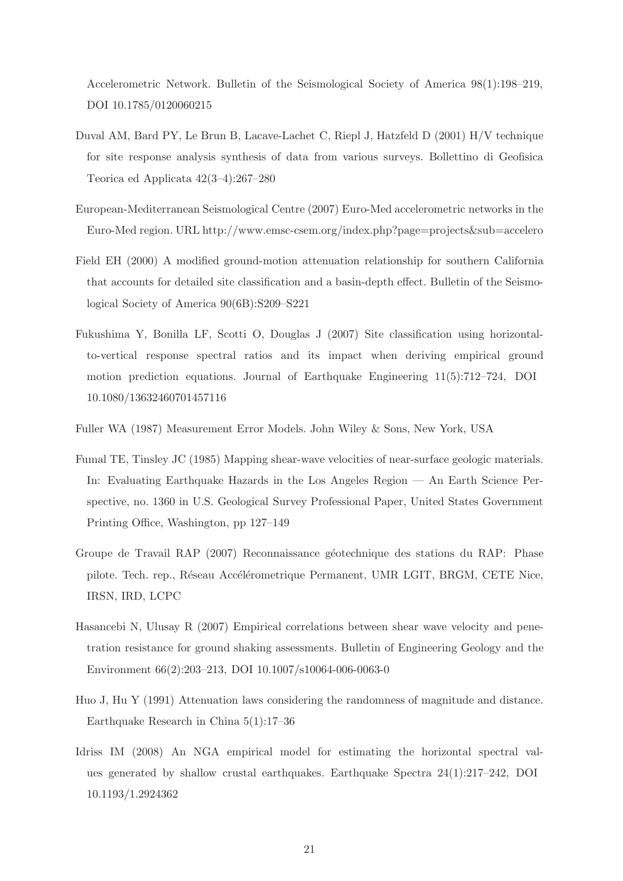Accelerometric Network. Bulletin of the Seismological Society of America 98(1):198–219, DOI 10.1785/0120060215

Duval AM, Bard PY, Le Brun B, Lacave-Lachet C, Riepl J, Hatzfeld D (2001) H/V technique for site response analysis synthesis of data from various surveys. Bollettino di Geofisica Teorica ed Applicata 42(3–4):267–280

European-Mediterranean Seismological Centre (2007) Euro-Med accelerometric networks in the Euro-Med region. URL http://www.emsc-csem.org/index.php?page=projects&sub=accelero

Field EH (2000) A modified ground-motion attenuation relationship for southern California that accounts for detailed site classification and a basin-depth effect. Bulletin of the Seismological Society of America 90(6B):S209–S221

Fukushima Y, Bonilla LF, Scotti O, Douglas J (2007) Site classification using horizontal-to-vertical response spectral ratios and its impact when deriving empirical ground motion prediction equations. Journal of Earthquake Engineering 11(5):712–724, DOI 10.1080/13632460701457116

Fuller WA (1987) Measurement Error Models. John Wiley & Sons, New York, USA

Fumal TE, Tinsley JC (1985) Mapping shear-wave velocities of near-surface geologic materials. In: Evaluating Earthquake Hazards in the Los Angeles Region — An Earth Science Perspective, no. 1360 in U.S. Geological Survey Professional Paper, United States Government Printing Office, Washington, pp 127–149

Groupe de Travail RAP (2007) Reconnaissance géotechnique des stations du RAP: Phase pilote. Tech. rep., Réseau Accélérometrique Permanent, UMR LGIT, BRGM, CETE Nice, IRSN, IRD, LCPC

Hasancebi N, Ulusay R (2007) Empirical correlations between shear wave velocity and penetration resistance for ground shaking assessments. Bulletin of Engineering Geology and the Environment 66(2):203–213, DOI 10.1007/s10064-006-0063-0

Huo J, Hu Y (1991) Attenuation laws considering the randomness of magnitude and distance. Earthquake Research in China 5(1):17–36

Idriss IM (2008) An NGA empirical model for estimating the horizontal spectral values generated by shallow crustal earthquakes. Earthquake Spectra 24(1):217–242, DOI 10.1193/1.2924362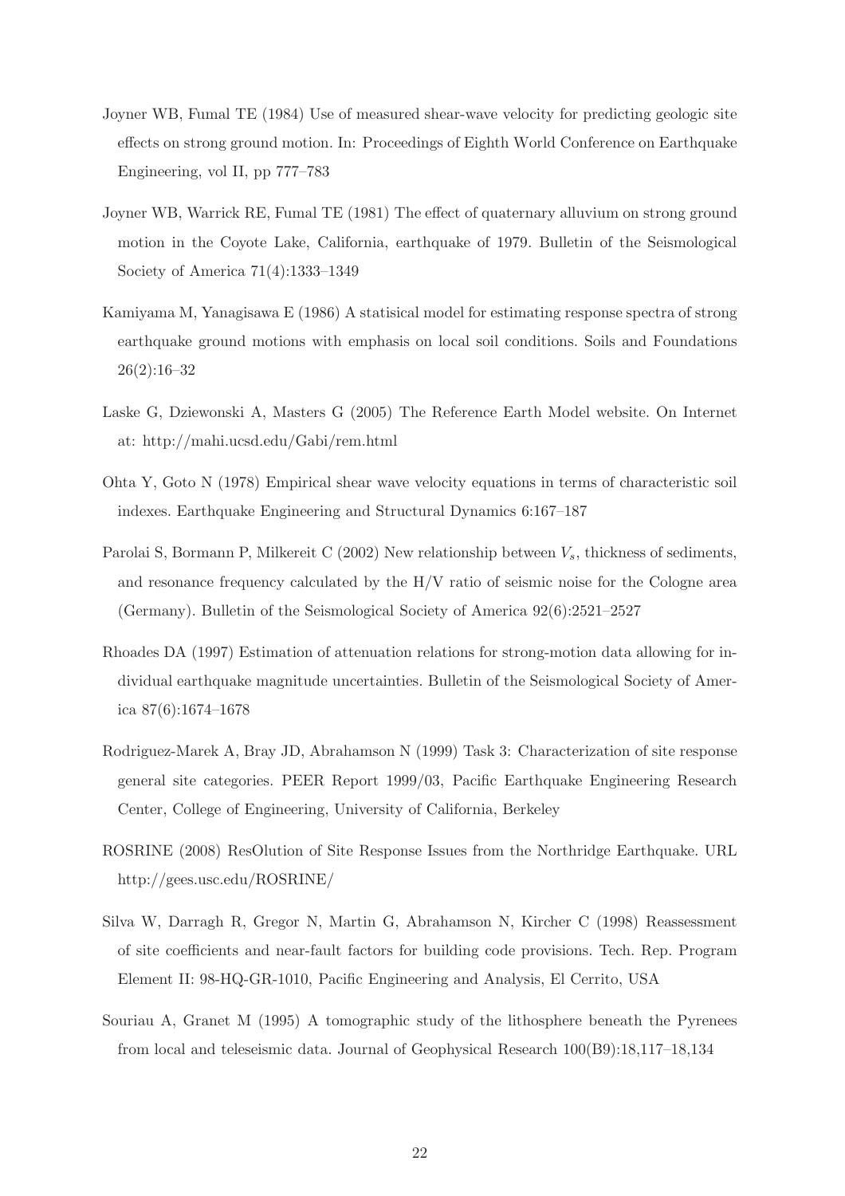Joyner WB, Fumal TE (1984) Use of measured shear-wave velocity for predicting geologic site effects on strong ground motion. In: Proceedings of Eighth World Conference on Earthquake Engineering, vol II, pp 777–783

Joyner WB, Warrick RE, Fumal TE (1981) The effect of quaternary alluvium on strong ground motion in the Coyote Lake, California, earthquake of 1979. Bulletin of the Seismological Society of America 71(4):1333–1349

Kamiyama M, Yanagisawa E (1986) A statisical model for estimating response spectra of strong earthquake ground motions with emphasis on local soil conditions. Soils and Foundations 26(2):16–32

Laske G, Dziewonski A, Masters G (2005) The Reference Earth Model website. On Internet at: http://mahi.ucsd.edu/Gabi/rem.html

Ohta Y, Goto N (1978) Empirical shear wave velocity equations in terms of characteristic soil indexes. Earthquake Engineering and Structural Dynamics 6:167–187

Parolai S, Bormann P, Milkereit C (2002) New relationship between $V_s$, thickness of sediments, and resonance frequency calculated by the H/V ratio of seismic noise for the Cologne area (Germany). Bulletin of the Seismological Society of America 92(6):2521–2527

Rhoades DA (1997) Estimation of attenuation relations for strong-motion data allowing for individual earthquake magnitude uncertainties. Bulletin of the Seismological Society of America 87(6):1674–1678

Rodriguez-Marek A, Bray JD, Abrahamson N (1999) Task 3: Characterization of site response general site categories. PEER Report 1999/03, Pacific Earthquake Engineering Research Center, College of Engineering, University of California, Berkeley

ROSRINE (2008) ResOlution of Site Response Issues from the Northridge Earthquake. URL http://gees.usc.edu/ROSRINE/

Silva W, Darragh R, Gregor N, Martin G, Abrahamson N, Kircher C (1998) Reassessment of site coefficients and near-fault factors for building code provisions. Tech. Rep. Program Element II: 98-HQ-GR-1010, Pacific Engineering and Analysis, El Cerrito, USA

Souriau A, Granet M (1995) A tomographic study of the lithosphere beneath the Pyrenees from local and teleseismic data. Journal of Geophysical Research 100(B9):18,117–18,134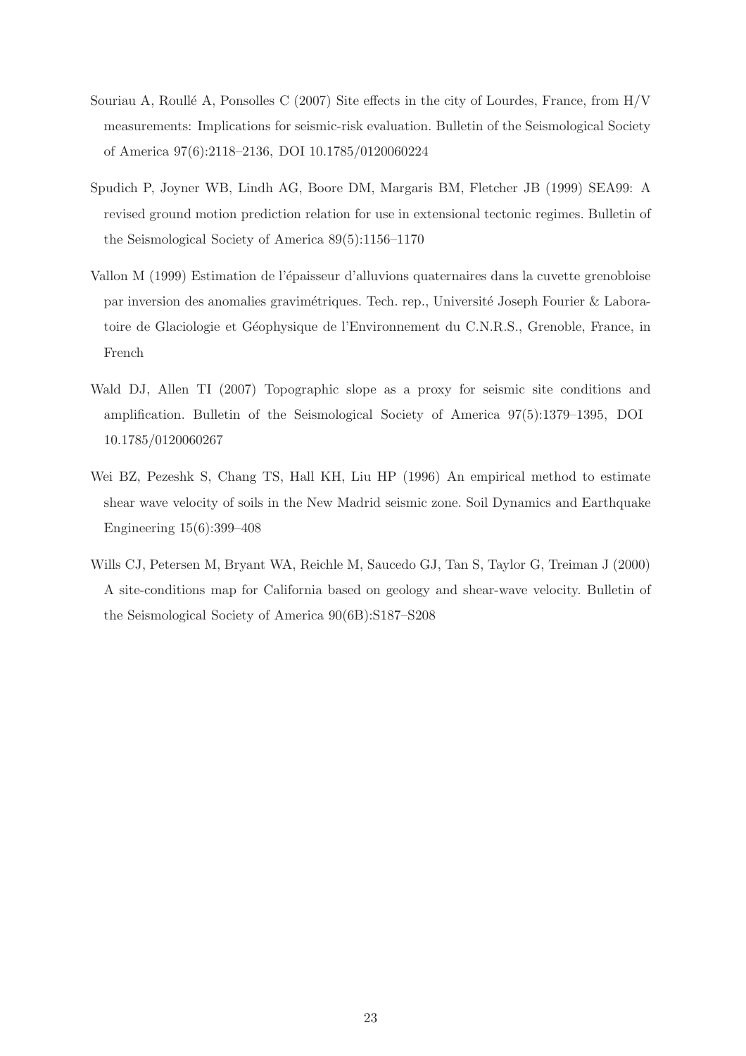Souriau A, Roullé A, Ponsolles C (2007) Site effects in the city of Lourdes, France, from H/V measurements: Implications for seismic-risk evaluation. Bulletin of the Seismological Society of America 97(6):2118–2136, DOI 10.1785/0120060224

Spudich P, Joyner WB, Lindh AG, Boore DM, Margaris BM, Fletcher JB (1999) SEA99: A revised ground motion prediction relation for use in extensional tectonic regimes. Bulletin of the Seismological Society of America 89(5):1156–1170

Vallon M (1999) Estimation de l'épaisseur d'alluvions quaternaires dans la cuvette grenobloise par inversion des anomalies gravimétriques. Tech. rep., Université Joseph Fourier & Laboratoire de Glaciologie et Géophysique de l'Environnement du C.N.R.S., Grenoble, France, in French

Wald DJ, Allen TI (2007) Topographic slope as a proxy for seismic site conditions and amplification. Bulletin of the Seismological Society of America 97(5):1379–1395, DOI 10.1785/0120060267

Wei BZ, Pezeshk S, Chang TS, Hall KH, Liu HP (1996) An empirical method to estimate shear wave velocity of soils in the New Madrid seismic zone. Soil Dynamics and Earthquake Engineering 15(6):399–408

Wills CJ, Petersen M, Bryant WA, Reichle M, Saucedo GJ, Tan S, Taylor G, Treiman J (2000) A site-conditions map for California based on geology and shear-wave velocity. Bulletin of the Seismological Society of America 90(6B):S187–S208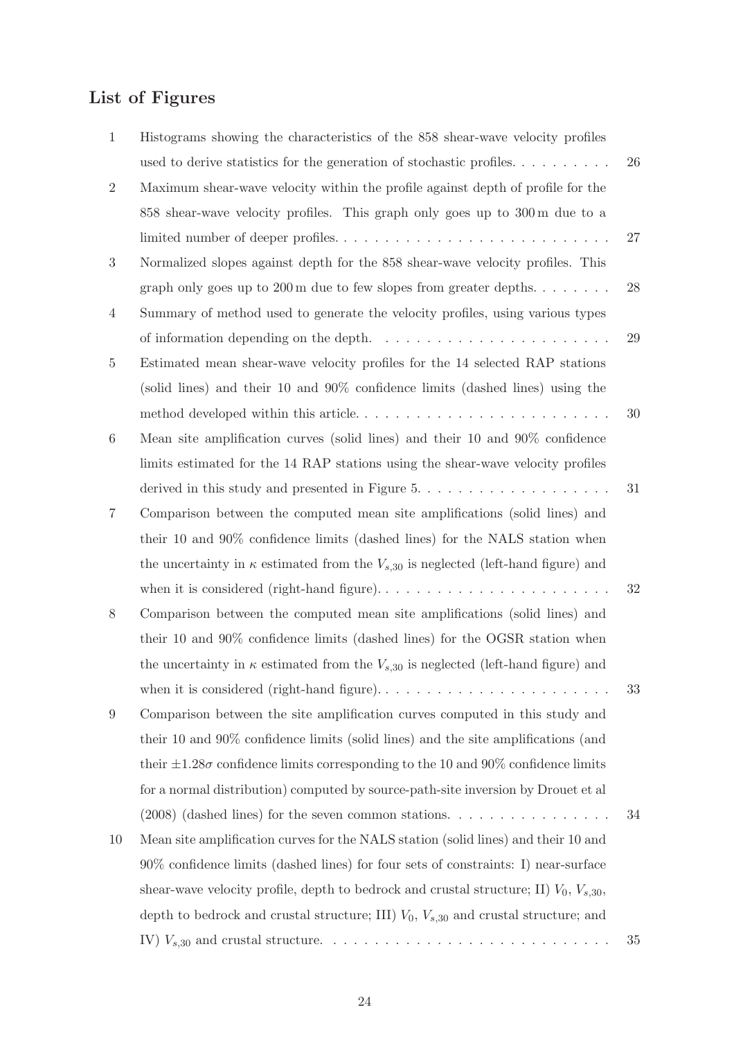## List of Figures

1. Histograms showing the characteristics of the 858 shear-wave velocity profiles used to derive statistics for the generation of stochastic profiles. . . . . . . . . . 26
2. Maximum shear-wave velocity within the profile against depth of profile for the 858 shear-wave velocity profiles. This graph only goes up to 300 m due to a limited number of deeper profiles. . . . . . . . . . . . . . . . . . . . . . . . . . 27
3. Normalized slopes against depth for the 858 shear-wave velocity profiles. This graph only goes up to 200 m due to few slopes from greater depths. . . . . . . . 28
4. Summary of method used to generate the velocity profiles, using various types of information depending on the depth. . . . . . . . . . . . . . . . . . . . . . . 29
5. Estimated mean shear-wave velocity profiles for the 14 selected RAP stations (solid lines) and their 10 and 90% confidence limits (dashed lines) using the method developed within this article. . . . . . . . . . . . . . . . . . . . . . . . . 30
6. Mean site amplification curves (solid lines) and their 10 and 90% confidence limits estimated for the 14 RAP stations using the shear-wave velocity profiles derived in this study and presented in Figure 5. . . . . . . . . . . . . . . . . . . 31
7. Comparison between the computed mean site amplifications (solid lines) and their 10 and 90% confidence limits (dashed lines) for the NALS station when the uncertainty in $\kappa$ estimated from the $V_{s,30}$ is neglected (left-hand figure) and when it is considered (right-hand figure). . . . . . . . . . . . . . . . . . . . . . . 32
8. Comparison between the computed mean site amplifications (solid lines) and their 10 and 90% confidence limits (dashed lines) for the OGSR station when the uncertainty in $\kappa$ estimated from the $V_{s,30}$ is neglected (left-hand figure) and when it is considered (right-hand figure). . . . . . . . . . . . . . . . . . . . . . . 33
9. Comparison between the site amplification curves computed in this study and their 10 and 90% confidence limits (solid lines) and the site amplifications (and their $\pm 1.28\sigma$ confidence limits corresponding to the 10 and 90% confidence limits for a normal distribution) computed by source-path-site inversion by Drouet et al (2008) (dashed lines) for the seven common stations. . . . . . . . . . . . . . . . 34
10. Mean site amplification curves for the NALS station (solid lines) and their 10 and 90% confidence limits (dashed lines) for four sets of constraints: I) near-surface shear-wave velocity profile, depth to bedrock and crustal structure; II) $V_0$, $V_{s,30}$, depth to bedrock and crustal structure; III) $V_0$, $V_{s,30}$ and crustal structure; and IV) $V_{s,30}$ and crustal structure. . . . . . . . . . . . . . . . . . . . . . . . . . . 35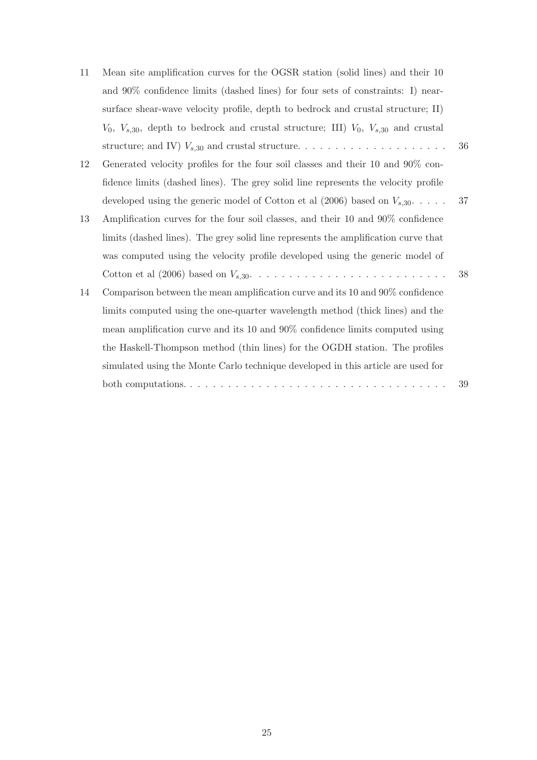11 Mean site amplification curves for the OGSR station (solid lines) and their 10 and 90% confidence limits (dashed lines) for four sets of constraints: I) near-surface shear-wave velocity profile, depth to bedrock and crustal structure; II) $V_0$, $V_{s,30}$, depth to bedrock and crustal structure; III) $V_0$, $V_{s,30}$ and crustal structure; and IV) $V_{s,30}$ and crustal structure. . . . . . . . . . . . . . . . . . . . 36

12 Generated velocity profiles for the four soil classes and their 10 and 90% confidence limits (dashed lines). The grey solid line represents the velocity profile developed using the generic model of Cotton et al (2006) based on $V_{s,30}$. . . . . 37

13 Amplification curves for the four soil classes, and their 10 and 90% confidence limits (dashed lines). The grey solid line represents the amplification curve that was computed using the velocity profile developed using the generic model of Cotton et al (2006) based on $V_{s,30}$. . . . . . . . . . . . . . . . . . . . . . . . . . 38

14 Comparison between the mean amplification curve and its 10 and 90% confidence limits computed using the one-quarter wavelength method (thick lines) and the mean amplification curve and its 10 and 90% confidence limits computed using the Haskell-Thompson method (thin lines) for the OGDH station. The profiles simulated using the Monte Carlo technique developed in this article are used for both computations. . . . . . . . . . . . . . . . . . . . . . . . . . . . . . . . . . . 39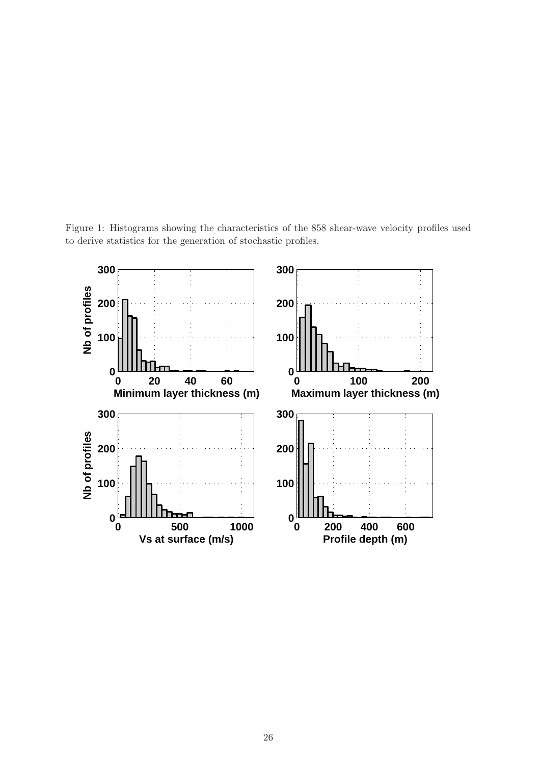Figure 1: Histograms showing the characteristics of the 858 shear-wave velocity profiles used to derive statistics for the generation of stochastic profiles.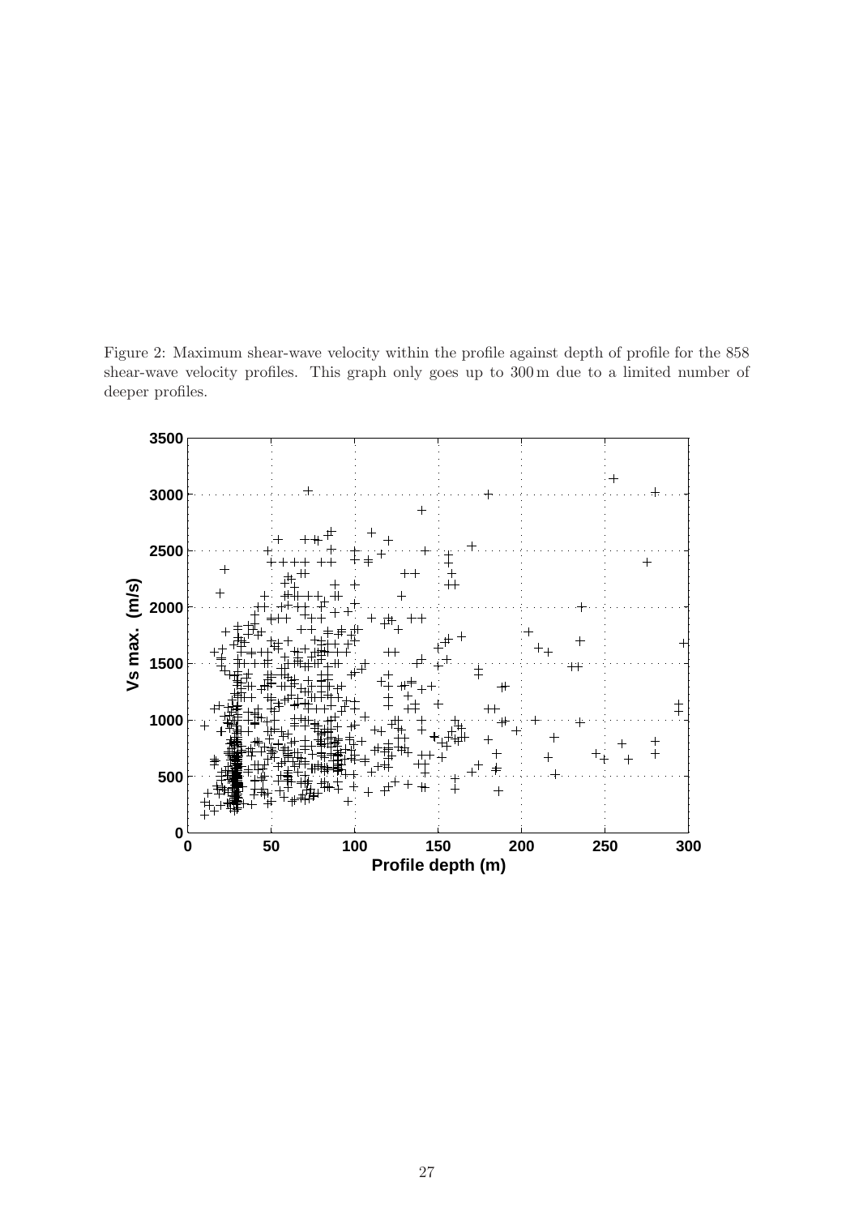Figure 2: Maximum shear-wave velocity within the profile against depth of profile for the 858 shear-wave velocity profiles. This graph only goes up to 300 m due to a limited number of deeper profiles.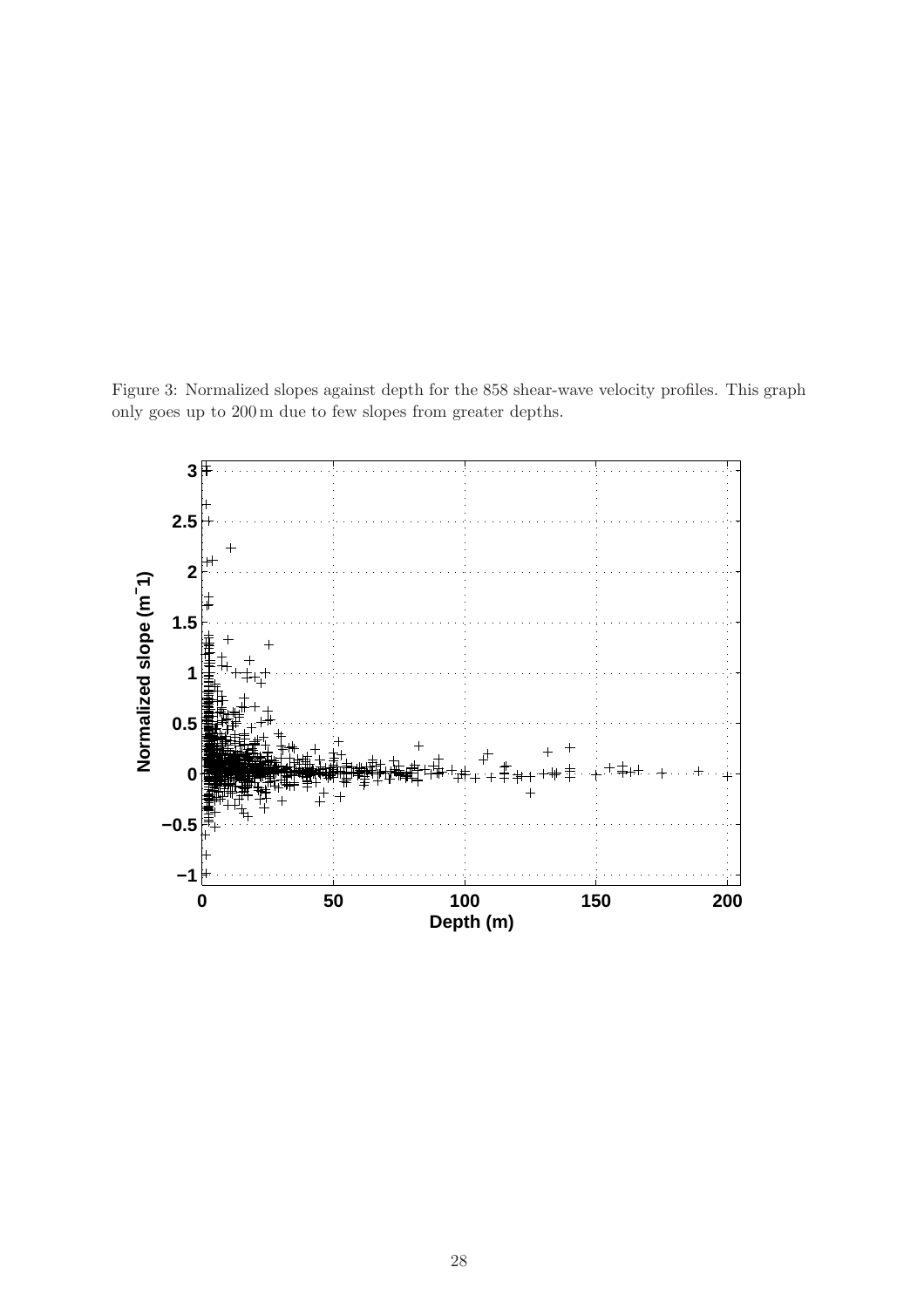Figure 3: Normalized slopes against depth for the 858 shear-wave velocity profiles. This graph only goes up to 200 m due to few slopes from greater depths.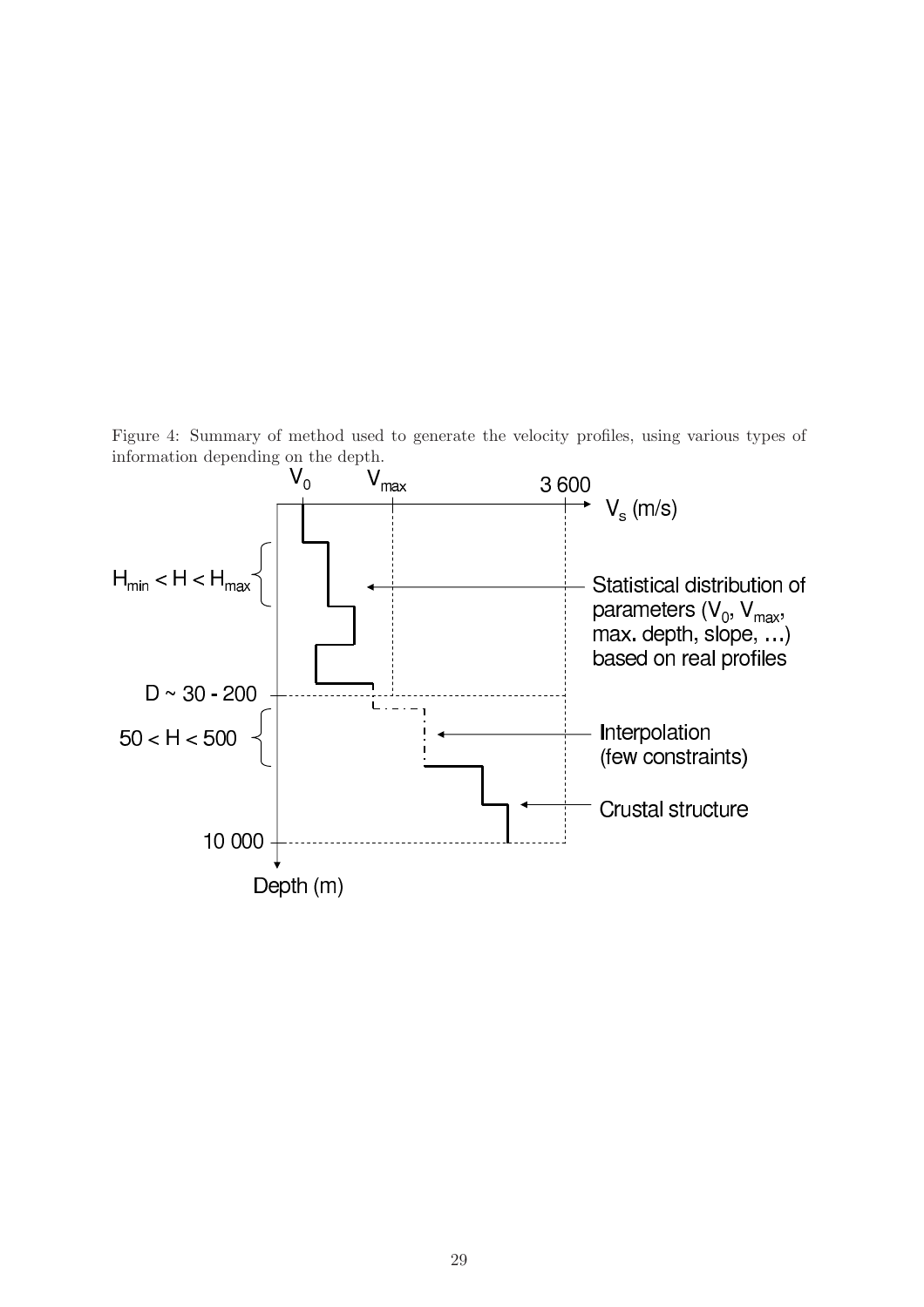Figure 4: Summary of method used to generate the velocity profiles, using various types of information depending on the depth.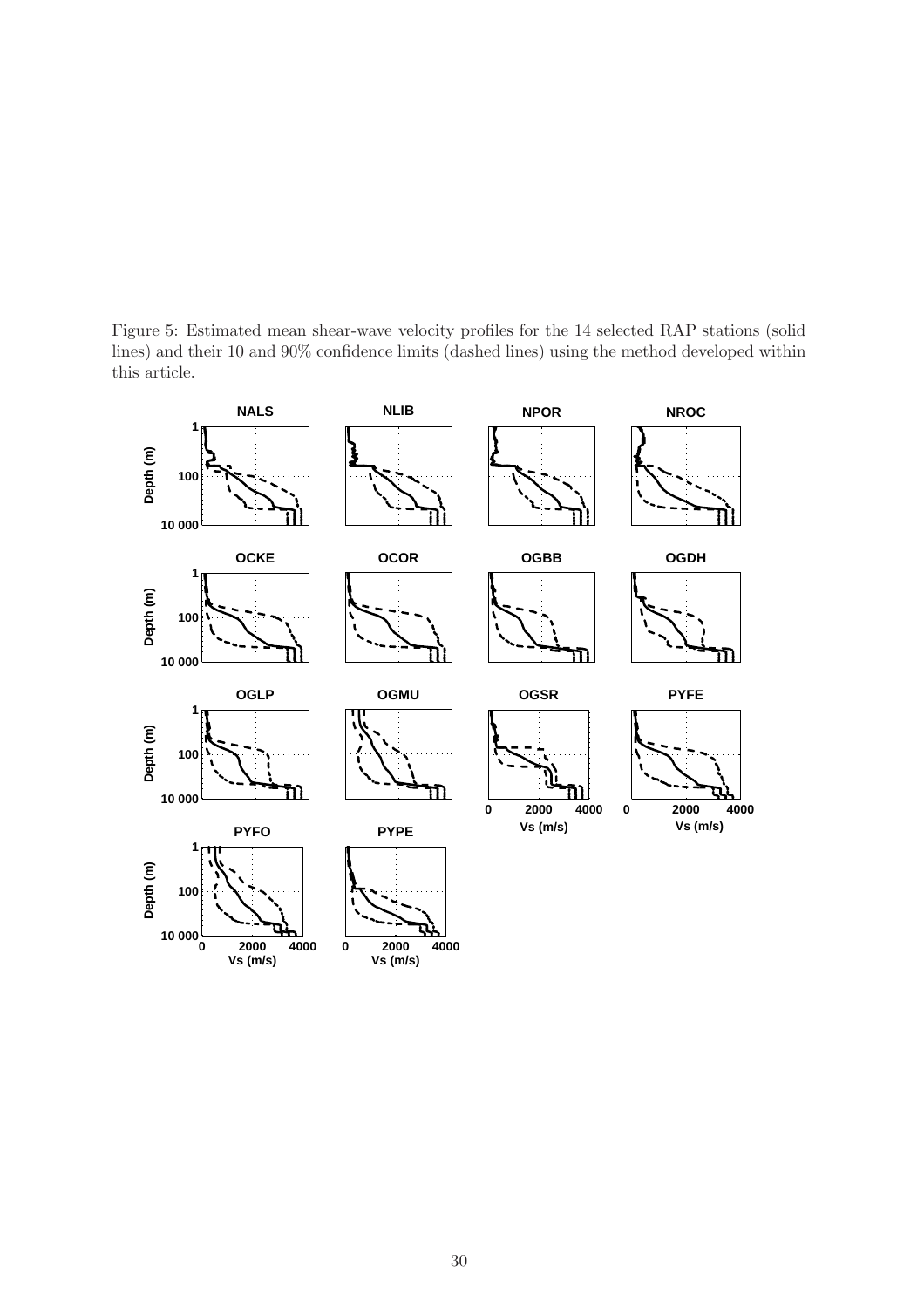Figure 5: Estimated mean shear-wave velocity profiles for the 14 selected RAP stations (solid lines) and their 10 and 90% confidence limits (dashed lines) using the method developed within this article.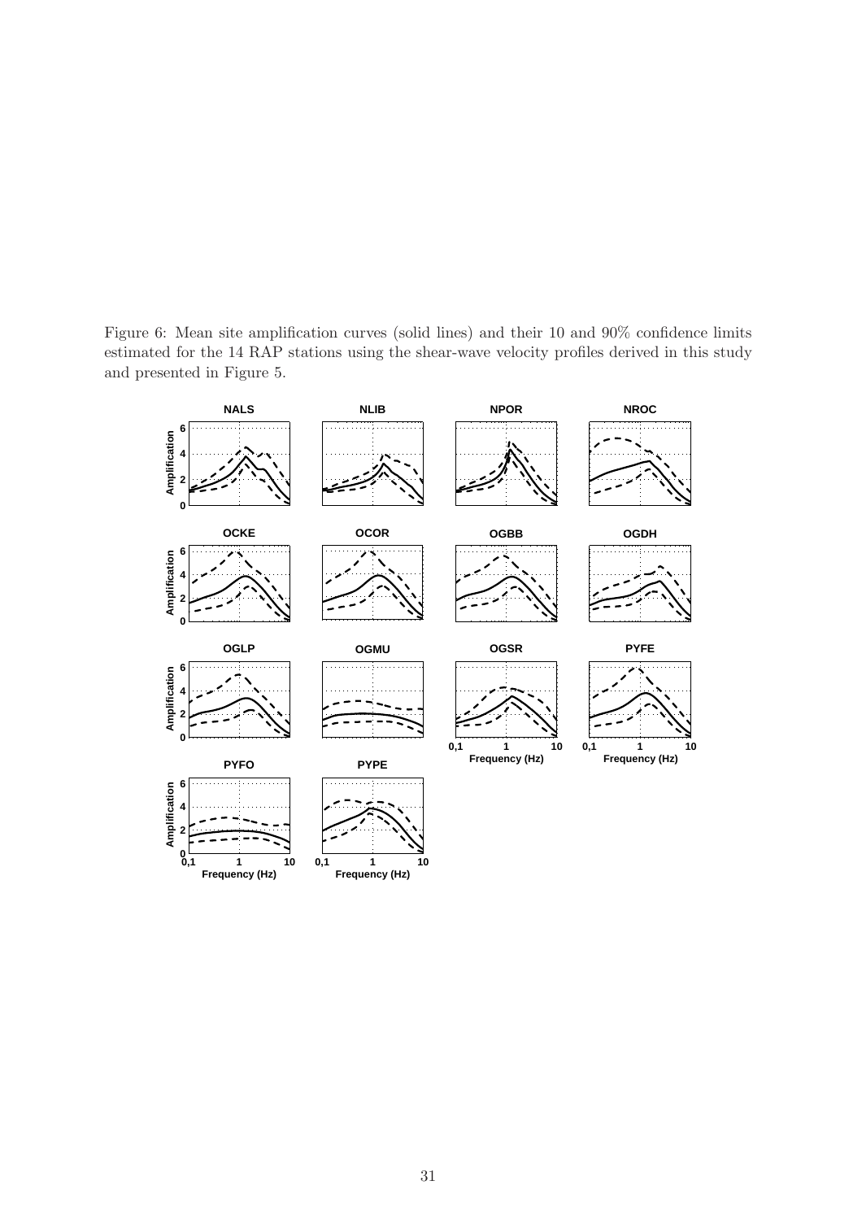Figure 6: Mean site amplification curves (solid lines) and their 10 and 90% confidence limits estimated for the 14 RAP stations using the shear-wave velocity profiles derived in this study and presented in Figure 5.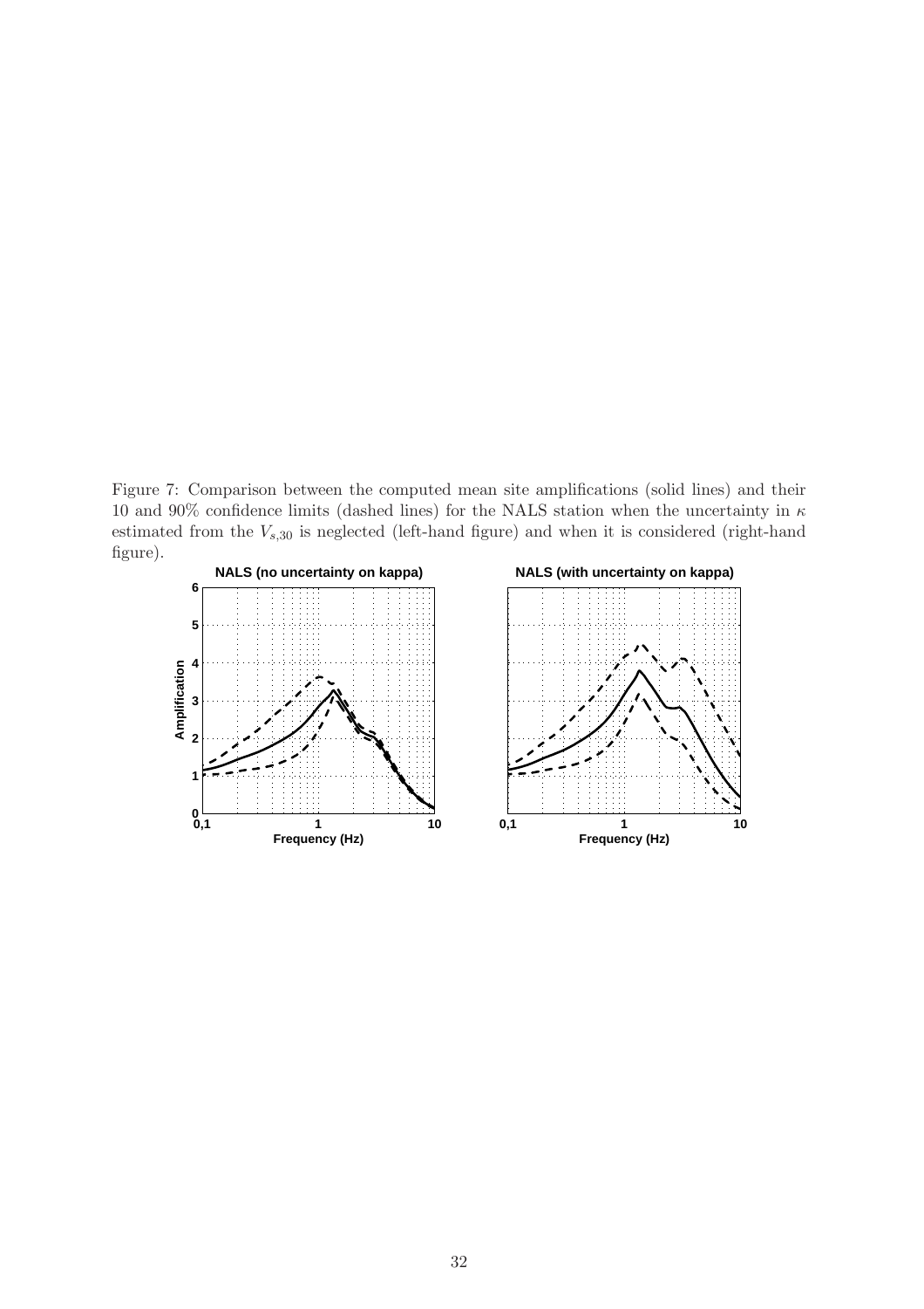Figure 7: Comparison between the computed mean site amplifications (solid lines) and their 10 and 90% confidence limits (dashed lines) for the NALS station when the uncertainty in $\kappa$ estimated from the $V_{s,30}$ is neglected (left-hand figure) and when it is considered (right-hand figure).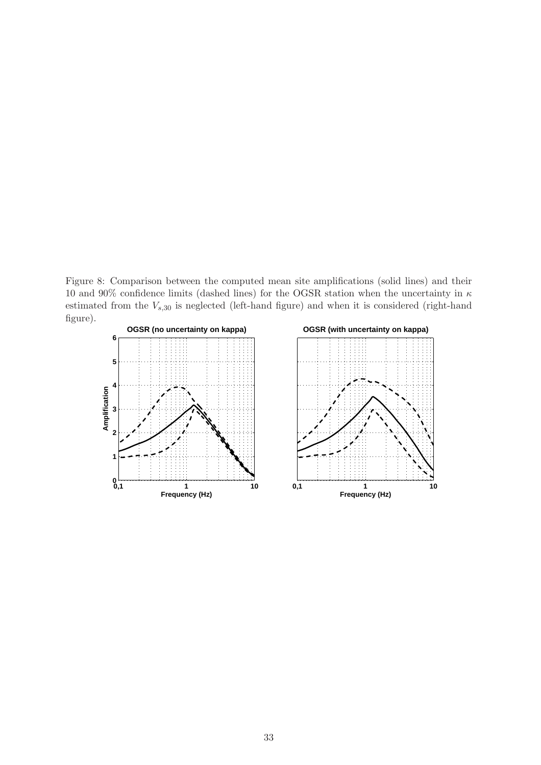Figure 8: Comparison between the computed mean site amplifications (solid lines) and their 10 and 90% confidence limits (dashed lines) for the OGSR station when the uncertainty in $\kappa$ estimated from the $V_{s,30}$ is neglected (left-hand figure) and when it is considered (right-hand figure).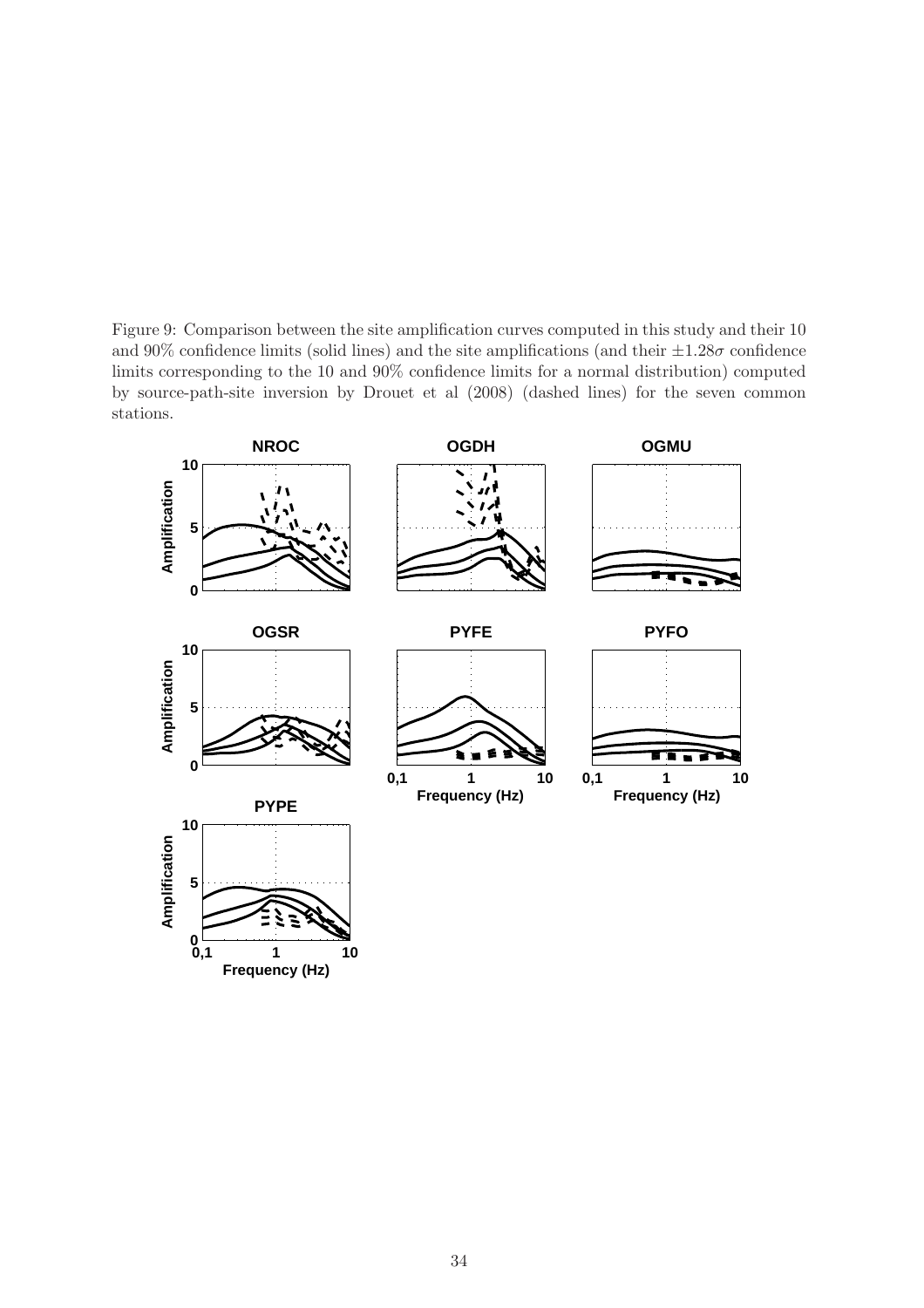Figure 9: Comparison between the site amplification curves computed in this study and their 10 and 90% confidence limits (solid lines) and the site amplifications (and their $\pm 1.28\sigma$ confidence limits corresponding to the 10 and 90% confidence limits for a normal distribution) computed by source-path-site inversion by Drouet et al (2008) (dashed lines) for the seven common stations.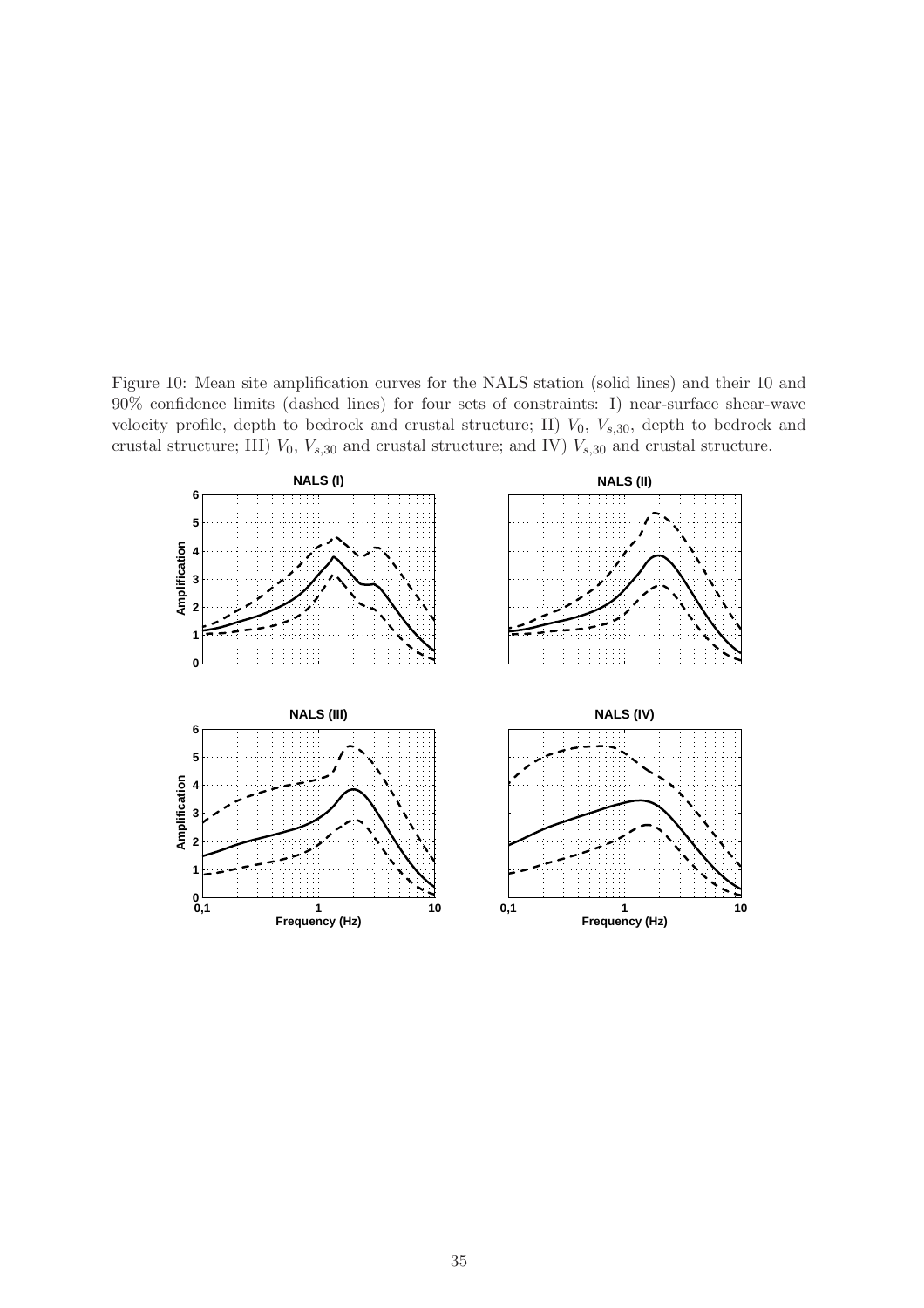Figure 10: Mean site amplification curves for the NALS station (solid lines) and their 10 and 90% confidence limits (dashed lines) for four sets of constraints: I) near-surface shear-wave velocity profile, depth to bedrock and crustal structure; II) $V_0$, $V_{s,30}$, depth to bedrock and crustal structure; III) $V_0$, $V_{s,30}$ and crustal structure; and IV) $V_{s,30}$ and crustal structure.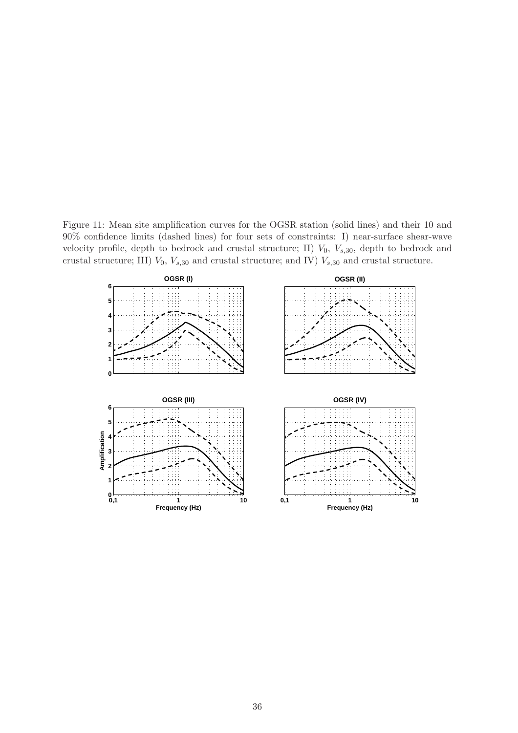Figure 11: Mean site amplification curves for the OGSR station (solid lines) and their 10 and 90% confidence limits (dashed lines) for four sets of constraints: I) near-surface shear-wave velocity profile, depth to bedrock and crustal structure; II) $V_0$, $V_{s,30}$, depth to bedrock and crustal structure; III) $V_0$, $V_{s,30}$ and crustal structure; and IV) $V_{s,30}$ and crustal structure.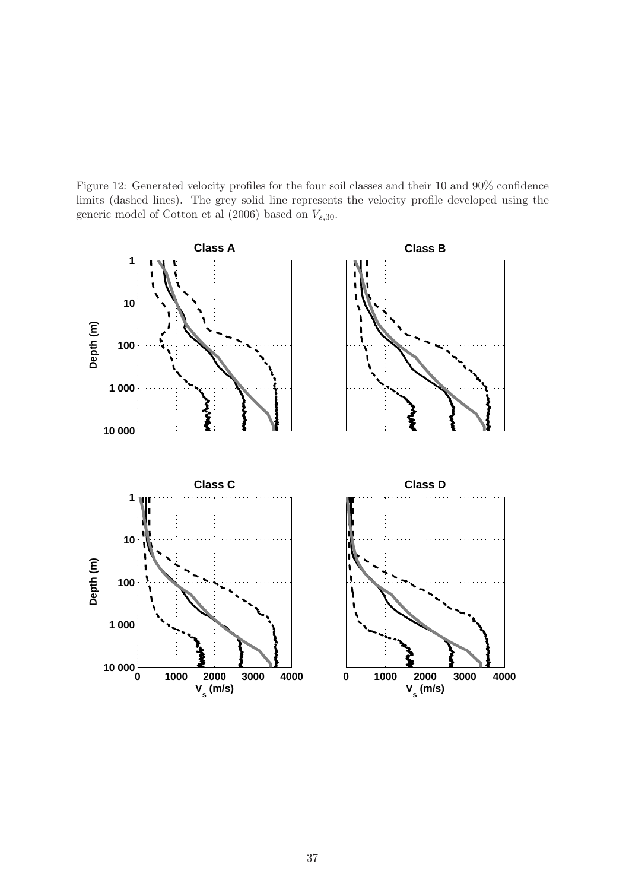Figure 12: Generated velocity profiles for the four soil classes and their 10 and 90% confidence limits (dashed lines). The grey solid line represents the velocity profile developed using the generic model of Cotton et al (2006) based on $V_{s,30}$.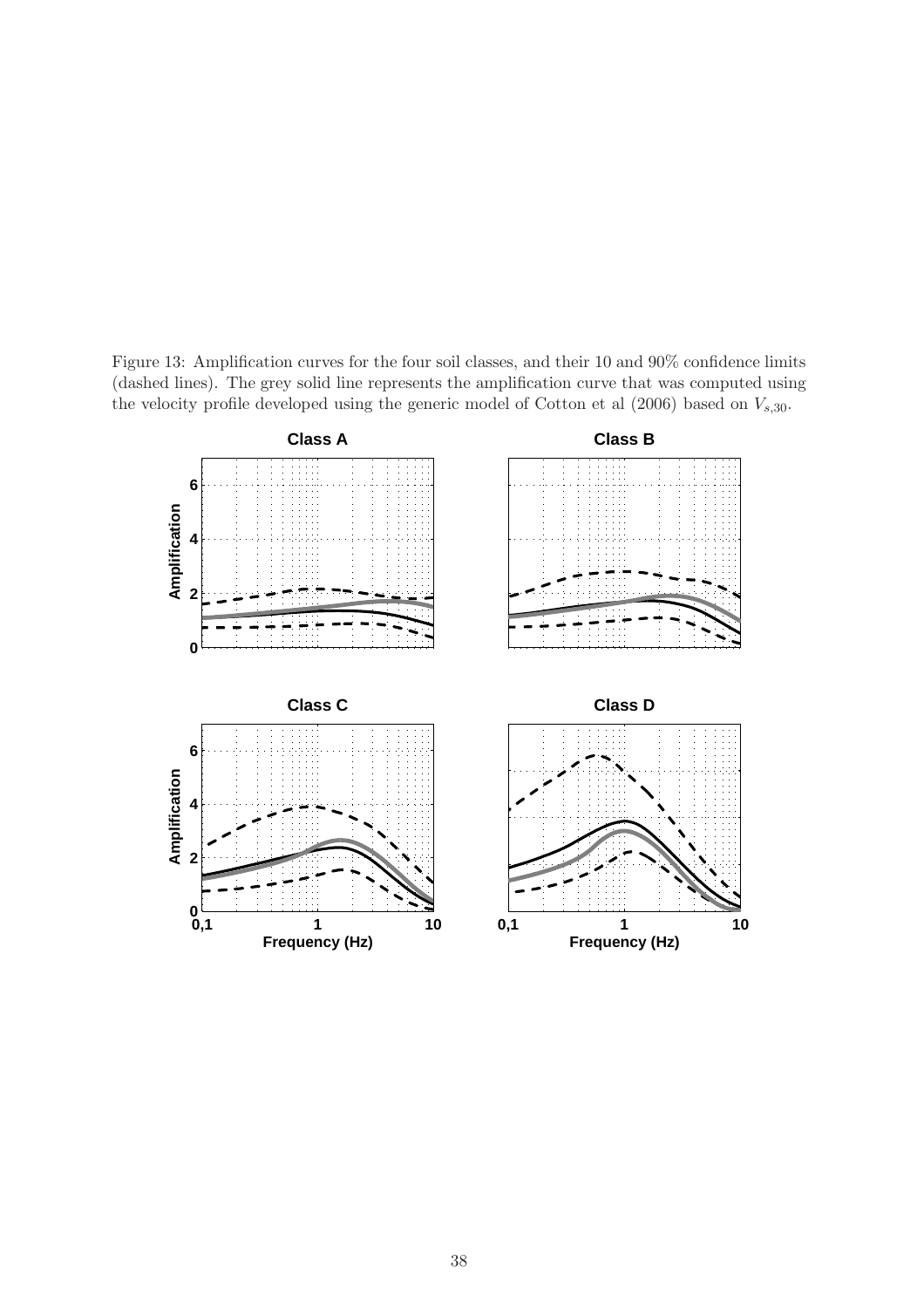Figure 13: Amplification curves for the four soil classes, and their 10 and 90% confidence limits (dashed lines). The grey solid line represents the amplification curve that was computed using the velocity profile developed using the generic model of Cotton et al (2006) based on $V_{s,30}$.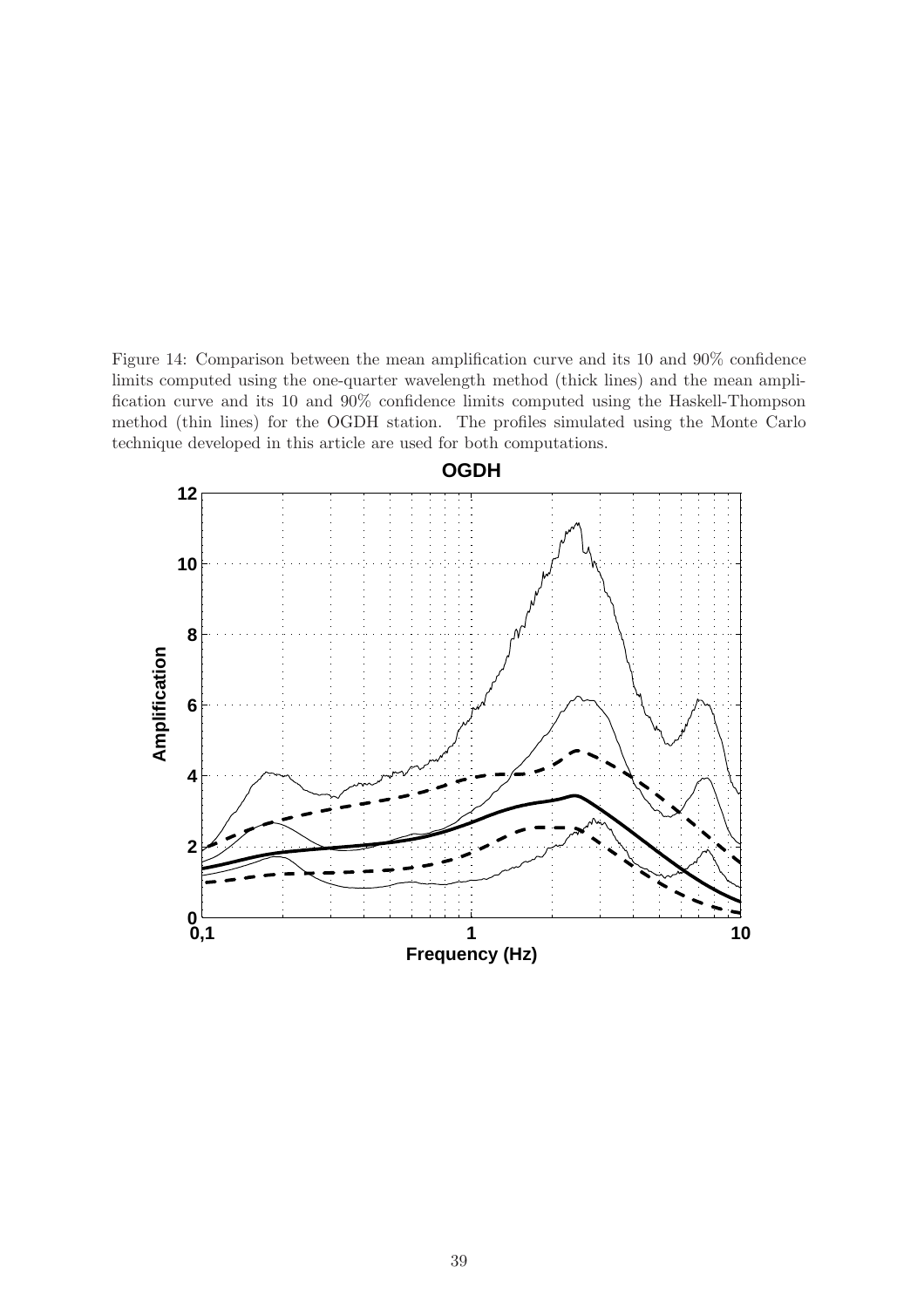Figure 14: Comparison between the mean amplification curve and its 10 and 90% confidence limits computed using the one-quarter wavelength method (thick lines) and the mean amplification curve and its 10 and 90% confidence limits computed using the Haskell-Thompson method (thin lines) for the OGDH station. The profiles simulated using the Monte Carlo technique developed in this article are used for both computations.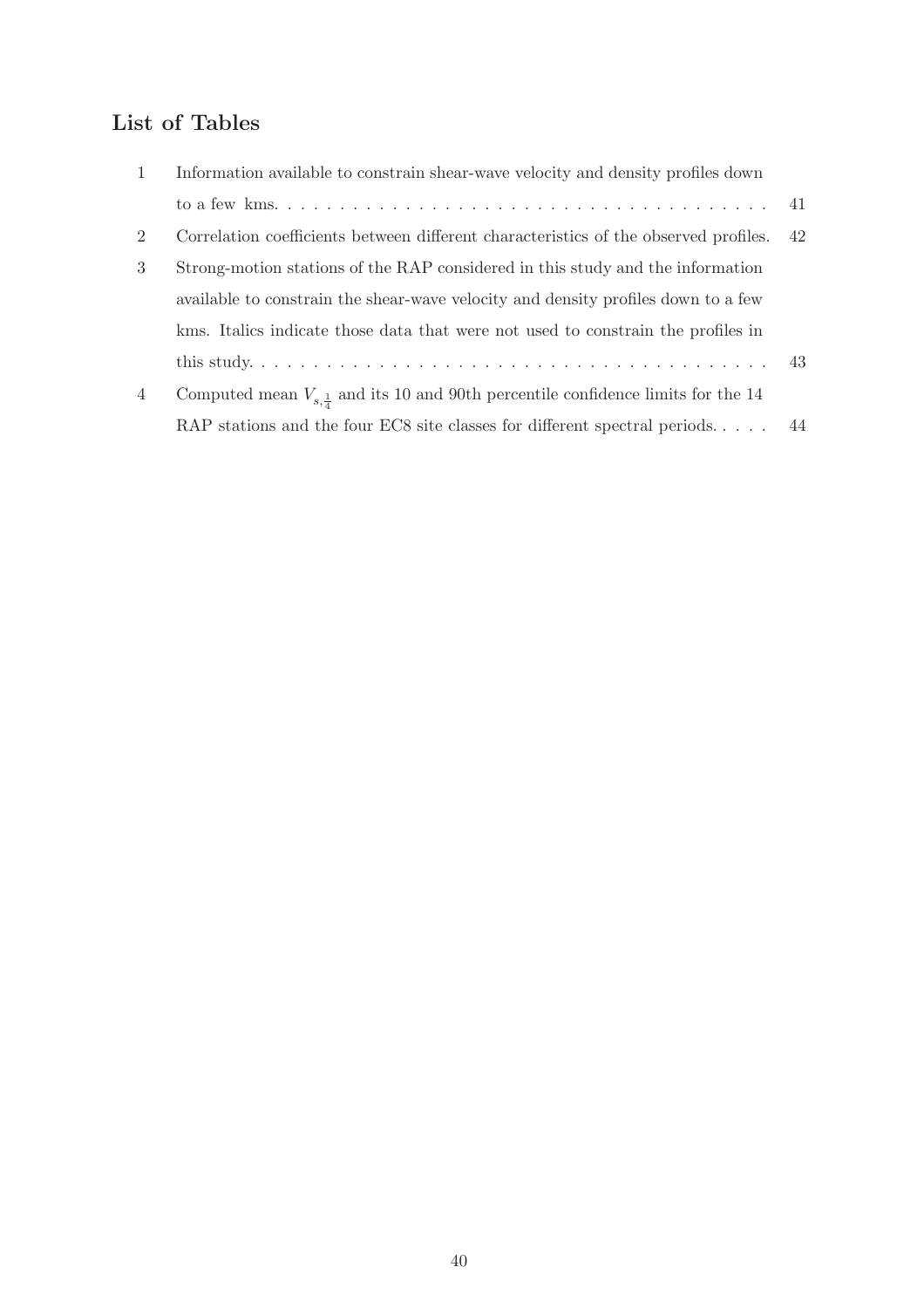## List of Tables

1. Information available to constrain shear-wave velocity and density profiles down to a few kms. . . . . . . . . . . . . . . . . . . . . . . . . . . . . . . . . . . . . . . . 41
2. Correlation coefficients between different characteristics of the observed profiles. 42
3. Strong-motion stations of the RAP considered in this study and the information available to constrain the shear-wave velocity and density profiles down to a few kms. Italics indicate those data that were not used to constrain the profiles in this study. . . . . . . . . . . . . . . . . . . . . . . . . . . . . . . . . . . . . . . . 43
4. Computed mean $V_{s,\frac{1}{4}}$ and its 10 and 90th percentile confidence limits for the 14 RAP stations and the four EC8 site classes for different spectral periods. . . . . 44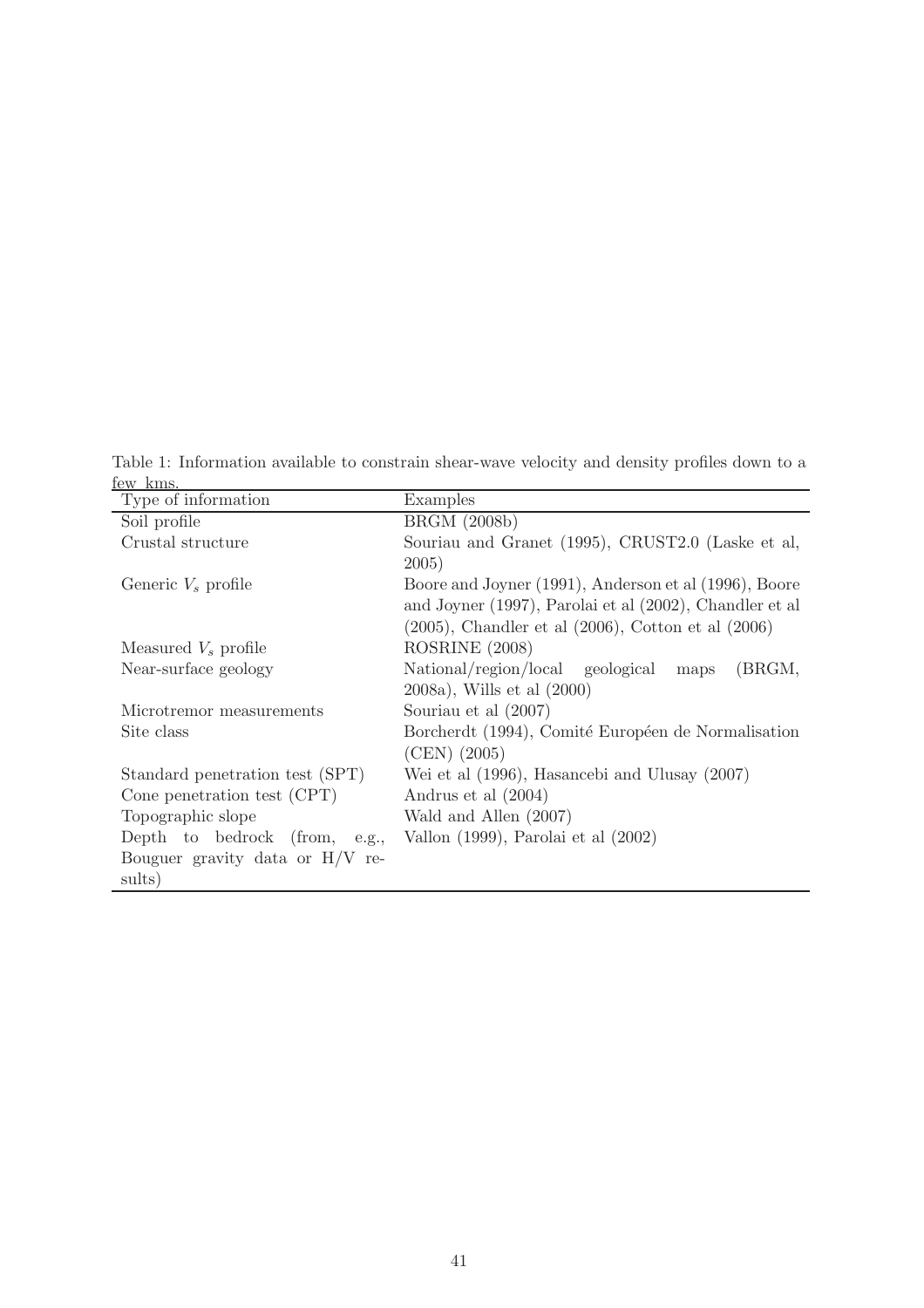Table 1: Information available to constrain shear-wave velocity and density profiles down to a few kms.

| Type of information | Examples |
|---|---|
| Soil profile | BRGM (2008b) |
| Crustal structure | Souriau and Granet (1995), CRUST2.0 (Laske et al, 2005) |
| Generic $V_s$ profile | Boore and Joyner (1991), Anderson et al (1996), Boore and Joyner (1997), Parolai et al (2002), Chandler et al (2005), Chandler et al (2006), Cotton et al (2006) |
| Measured $V_s$ profile | ROSRINE (2008) |
| Near-surface geology | National/region/local geological maps (BRGM, 2008a), Wills et al (2000) |
| Microtremor measurements | Souriau et al (2007) |
| Site class | Borcherdt (1994), Comité Européen de Normalisation (CEN) (2005) |
| Standard penetration test (SPT) | Wei et al (1996), Hasancebi and Ulusay (2007) |
| Cone penetration test (CPT) | Andrus et al (2004) |
| Topographic slope | Wald and Allen (2007) |
| Depth to bedrock (from, e.g., Bouguer gravity data or H/V results) | Vallon (1999), Parolai et al (2002) |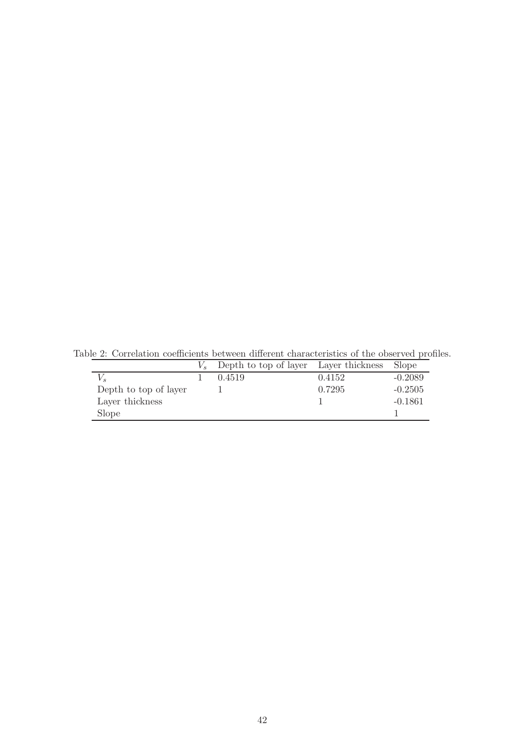Table 2: Correlation coefficients between different characteristics of the observed profiles.

| | $V_s$ | Depth to top of layer | Layer thickness | Slope |
|---|---|---|---|---|
| $V_s$ | 1 | 0.4519 | 0.4152 | -0.2089 |
| Depth to top of layer | | 1 | 0.7295 | -0.2505 |
| Layer thickness | | | 1 | -0.1861 |
| Slope | | | | 1 |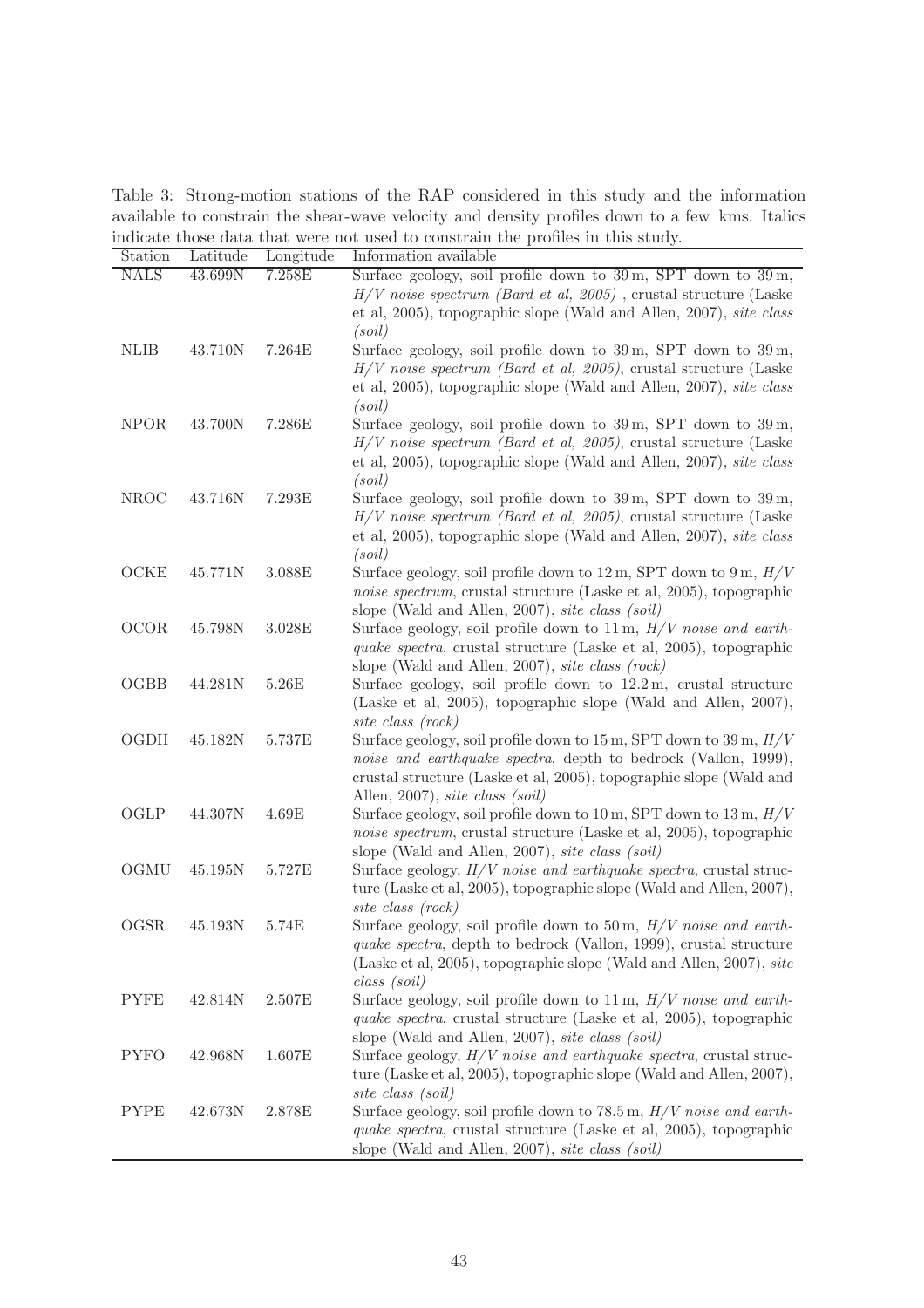Table 3: Strong-motion stations of the RAP considered in this study and the information available to constrain the shear-wave velocity and density profiles down to a few kms. Italics indicate those data that were not used to constrain the profiles in this study.

| Station | Latitude | Longitude | Information available |
|---|---|---|---|
| NALS | 43.699N | 7.258E | Surface geology, soil profile down to 39 m, SPT down to 39 m, *H/V noise spectrum (Bard et al, 2005)* , crustal structure (Laske et al, 2005), topographic slope (Wald and Allen, 2007), *site class (soil)* |
| NLIB | 43.710N | 7.264E | Surface geology, soil profile down to 39 m, SPT down to 39 m, *H/V noise spectrum (Bard et al, 2005)*, crustal structure (Laske et al, 2005), topographic slope (Wald and Allen, 2007), *site class (soil)* |
| NPOR | 43.700N | 7.286E | Surface geology, soil profile down to 39 m, SPT down to 39 m, *H/V noise spectrum (Bard et al, 2005)*, crustal structure (Laske et al, 2005), topographic slope (Wald and Allen, 2007), *site class (soil)* |
| NROC | 43.716N | 7.293E | Surface geology, soil profile down to 39 m, SPT down to 39 m, *H/V noise spectrum (Bard et al, 2005)*, crustal structure (Laske et al, 2005), topographic slope (Wald and Allen, 2007), *site class (soil)* |
| OCKE | 45.771N | 3.088E | Surface geology, soil profile down to 12 m, SPT down to 9 m, *H/V noise spectrum*, crustal structure (Laske et al, 2005), topographic slope (Wald and Allen, 2007), *site class (soil)* |
| OCOR | 45.798N | 3.028E | Surface geology, soil profile down to 11 m, *H/V noise and earthquake spectra*, crustal structure (Laske et al, 2005), topographic slope (Wald and Allen, 2007), *site class (rock)* |
| OGBB | 44.281N | 5.26E | Surface geology, soil profile down to 12.2 m, crustal structure (Laske et al, 2005), topographic slope (Wald and Allen, 2007), *site class (rock)* |
| OGDH | 45.182N | 5.737E | Surface geology, soil profile down to 15 m, SPT down to 39 m, *H/V noise and earthquake spectra*, depth to bedrock (Vallon, 1999), crustal structure (Laske et al, 2005), topographic slope (Wald and Allen, 2007), *site class (soil)* |
| OGLP | 44.307N | 4.69E | Surface geology, soil profile down to 10 m, SPT down to 13 m, *H/V noise spectrum*, crustal structure (Laske et al, 2005), topographic slope (Wald and Allen, 2007), *site class (soil)* |
| OGMU | 45.195N | 5.727E | Surface geology, *H/V noise and earthquake spectra*, crustal structure (Laske et al, 2005), topographic slope (Wald and Allen, 2007), *site class (rock)* |
| OGSR | 45.193N | 5.74E | Surface geology, soil profile down to 50 m, *H/V noise and earthquake spectra*, depth to bedrock (Vallon, 1999), crustal structure (Laske et al, 2005), topographic slope (Wald and Allen, 2007), *site class (soil)* |
| PYFE | 42.814N | 2.507E | Surface geology, soil profile down to 11 m, *H/V noise and earthquake spectra*, crustal structure (Laske et al, 2005), topographic slope (Wald and Allen, 2007), *site class (soil)* |
| PYFO | 42.968N | 1.607E | Surface geology, *H/V noise and earthquake spectra*, crustal structure (Laske et al, 2005), topographic slope (Wald and Allen, 2007), *site class (soil)* |
| PYPE | 42.673N | 2.878E | Surface geology, soil profile down to 78.5 m, *H/V noise and earthquake spectra*, crustal structure (Laske et al, 2005), topographic slope (Wald and Allen, 2007), *site class (soil)* |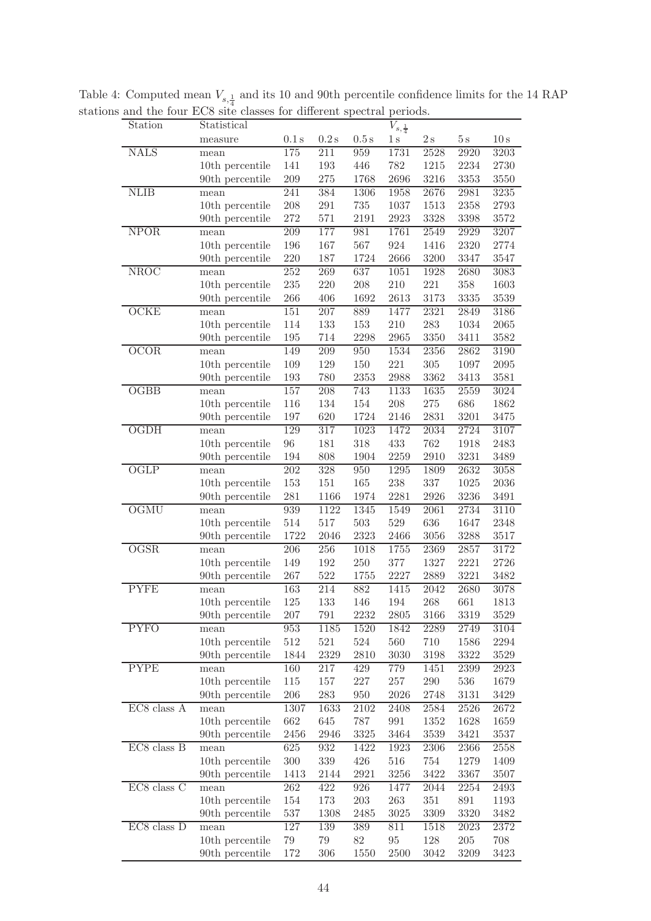Table 4: Computed mean $V_{s,\frac{1}{4}}$ and its 10 and 90th percentile confidence limits for the 14 RAP stations and the four EC8 site classes for different spectral periods.

| Station | Statistical measure | 0.1 s | 0.2 s | 0.5 s | $V_{s,\frac{1}{4}}$ 1 s | 2 s | 5 s | 10 s |
|---|---|---|---|---|---|---|---|---|
| NALS | mean | 175 | 211 | 959 | 1731 | 2528 | 2920 | 3203 |
| | 10th percentile | 141 | 193 | 446 | 782 | 1215 | 2234 | 2730 |
| | 90th percentile | 209 | 275 | 1768 | 2696 | 3216 | 3353 | 3550 |
| NLIB | mean | 241 | 384 | 1306 | 1958 | 2676 | 2981 | 3235 |
| | 10th percentile | 208 | 291 | 735 | 1037 | 1513 | 2358 | 2793 |
| | 90th percentile | 272 | 571 | 2191 | 2923 | 3328 | 3398 | 3572 |
| NPOR | mean | 209 | 177 | 981 | 1761 | 2549 | 2929 | 3207 |
| | 10th percentile | 196 | 167 | 567 | 924 | 1416 | 2320 | 2774 |
| | 90th percentile | 220 | 187 | 1724 | 2666 | 3200 | 3347 | 3547 |
| NROC | mean | 252 | 269 | 637 | 1051 | 1928 | 2680 | 3083 |
| | 10th percentile | 235 | 220 | 208 | 210 | 221 | 358 | 1603 |
| | 90th percentile | 266 | 406 | 1692 | 2613 | 3173 | 3335 | 3539 |
| OCKE | mean | 151 | 207 | 889 | 1477 | 2321 | 2849 | 3186 |
| | 10th percentile | 114 | 133 | 153 | 210 | 283 | 1034 | 2065 |
| | 90th percentile | 195 | 714 | 2298 | 2965 | 3350 | 3411 | 3582 |
| OCOR | mean | 149 | 209 | 950 | 1534 | 2356 | 2862 | 3190 |
| | 10th percentile | 109 | 129 | 150 | 221 | 305 | 1097 | 2095 |
| | 90th percentile | 193 | 780 | 2353 | 2988 | 3362 | 3413 | 3581 |
| OGBB | mean | 157 | 208 | 743 | 1133 | 1635 | 2559 | 3024 |
| | 10th percentile | 116 | 134 | 154 | 208 | 275 | 686 | 1862 |
| | 90th percentile | 197 | 620 | 1724 | 2146 | 2831 | 3201 | 3475 |
| OGDH | mean | 129 | 317 | 1023 | 1472 | 2034 | 2724 | 3107 |
| | 10th percentile | 96 | 181 | 318 | 433 | 762 | 1918 | 2483 |
| | 90th percentile | 194 | 808 | 1904 | 2259 | 2910 | 3231 | 3489 |
| OGLP | mean | 202 | 328 | 950 | 1295 | 1809 | 2632 | 3058 |
| | 10th percentile | 153 | 151 | 165 | 238 | 337 | 1025 | 2036 |
| | 90th percentile | 281 | 1166 | 1974 | 2281 | 2926 | 3236 | 3491 |
| OGMU | mean | 939 | 1122 | 1345 | 1549 | 2061 | 2734 | 3110 |
| | 10th percentile | 514 | 517 | 503 | 529 | 636 | 1647 | 2348 |
| | 90th percentile | 1722 | 2046 | 2323 | 2466 | 3056 | 3288 | 3517 |
| OGSR | mean | 206 | 256 | 1018 | 1755 | 2369 | 2857 | 3172 |
| | 10th percentile | 149 | 192 | 250 | 377 | 1327 | 2221 | 2726 |
| | 90th percentile | 267 | 522 | 1755 | 2227 | 2889 | 3221 | 3482 |
| PYFE | mean | 163 | 214 | 882 | 1415 | 2042 | 2680 | 3078 |
| | 10th percentile | 125 | 133 | 146 | 194 | 268 | 661 | 1813 |
| | 90th percentile | 207 | 791 | 2232 | 2805 | 3166 | 3319 | 3529 |
| PYFO | mean | 953 | 1185 | 1520 | 1842 | 2289 | 2749 | 3104 |
| | 10th percentile | 512 | 521 | 524 | 560 | 710 | 1586 | 2294 |
| | 90th percentile | 1844 | 2329 | 2810 | 3030 | 3198 | 3322 | 3529 |
| PYPE | mean | 160 | 217 | 429 | 779 | 1451 | 2399 | 2923 |
| | 10th percentile | 115 | 157 | 227 | 257 | 290 | 536 | 1679 |
| | 90th percentile | 206 | 283 | 950 | 2026 | 2748 | 3131 | 3429 |
| EC8 class A | mean | 1307 | 1633 | 2102 | 2408 | 2584 | 2526 | 2672 |
| | 10th percentile | 662 | 645 | 787 | 991 | 1352 | 1628 | 1659 |
| | 90th percentile | 2456 | 2946 | 3325 | 3464 | 3539 | 3421 | 3537 |
| EC8 class B | mean | 625 | 932 | 1422 | 1923 | 2306 | 2366 | 2558 |
| | 10th percentile | 300 | 339 | 426 | 516 | 754 | 1279 | 1409 |
| | 90th percentile | 1413 | 2144 | 2921 | 3256 | 3422 | 3367 | 3507 |
| EC8 class C | mean | 262 | 422 | 926 | 1477 | 2044 | 2254 | 2493 |
| | 10th percentile | 154 | 173 | 203 | 263 | 351 | 891 | 1193 |
| | 90th percentile | 537 | 1308 | 2485 | 3025 | 3309 | 3320 | 3482 |
| EC8 class D | mean | 127 | 139 | 389 | 811 | 1518 | 2023 | 2372 |
| | 10th percentile | 79 | 79 | 82 | 95 | 128 | 205 | 708 |
| | 90th percentile | 172 | 306 | 1550 | 2500 | 3042 | 3209 | 3423 |